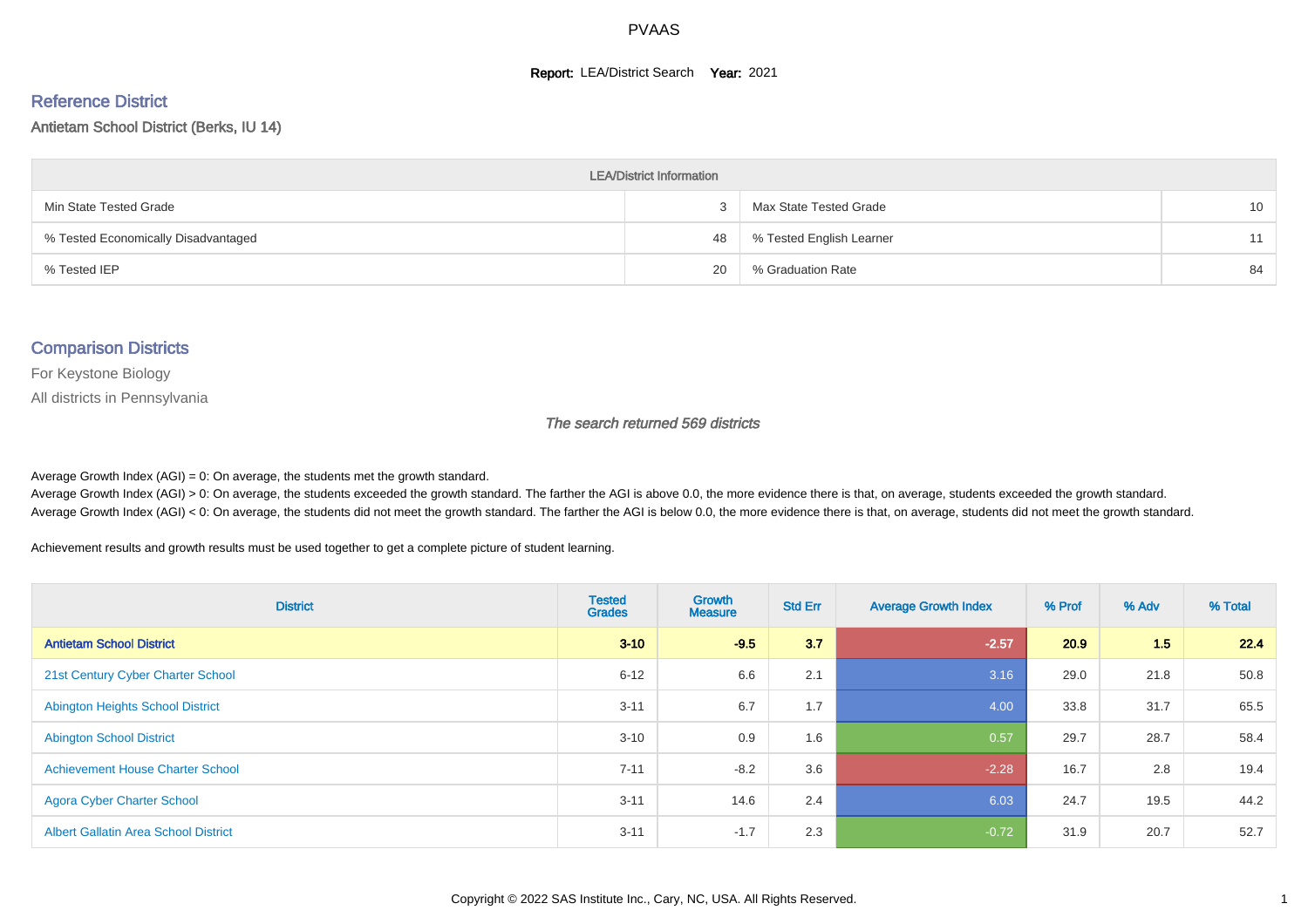# PVAAS

**Report:** LEA/District Search **Year:** 2021

## Reference District

Antietam School District (Berks, IU 14)

| LEA/District Information | | | |
|---|---|---|---|
| Min State Tested Grade | 3 | Max State Tested Grade | 10 |
| % Tested Economically Disadvantaged | 48 | % Tested English Learner | 11 |
| % Tested IEP | 20 | % Graduation Rate | 84 |

## Comparison Districts

For Keystone Biology

All districts in Pennsylvania

*The search returned 569 districts*

Average Growth Index (AGI) = 0: On average, the students met the growth standard.
Average Growth Index (AGI) > 0: On average, the students exceeded the growth standard. The farther the AGI is above 0.0, the more evidence there is that, on average, students exceeded the growth standard.
Average Growth Index (AGI) < 0: On average, the students did not meet the growth standard. The farther the AGI is below 0.0, the more evidence there is that, on average, students did not meet the growth standard.

Achievement results and growth results must be used together to get a complete picture of student learning.

| District | Tested Grades | Growth Measure | Std Err | Average Growth Index | % Prof | % Adv | % Total |
|---|---|---|---|---|---|---|---|
| **Antietam School District** | **3-10** | **-9.5** | **3.7** | **-2.57** | **20.9** | **1.5** | **22.4** |
| 21st Century Cyber Charter School | 6-12 | 6.6 | 2.1 | 3.16 | 29.0 | 21.8 | 50.8 |
| Abington Heights School District | 3-11 | 6.7 | 1.7 | 4.00 | 33.8 | 31.7 | 65.5 |
| Abington School District | 3-10 | 0.9 | 1.6 | 0.57 | 29.7 | 28.7 | 58.4 |
| Achievement House Charter School | 7-11 | -8.2 | 3.6 | -2.28 | 16.7 | 2.8 | 19.4 |
| Agora Cyber Charter School | 3-11 | 14.6 | 2.4 | 6.03 | 24.7 | 19.5 | 44.2 |
| Albert Gallatin Area School District | 3-11 | -1.7 | 2.3 | -0.72 | 31.9 | 20.7 | 52.7 |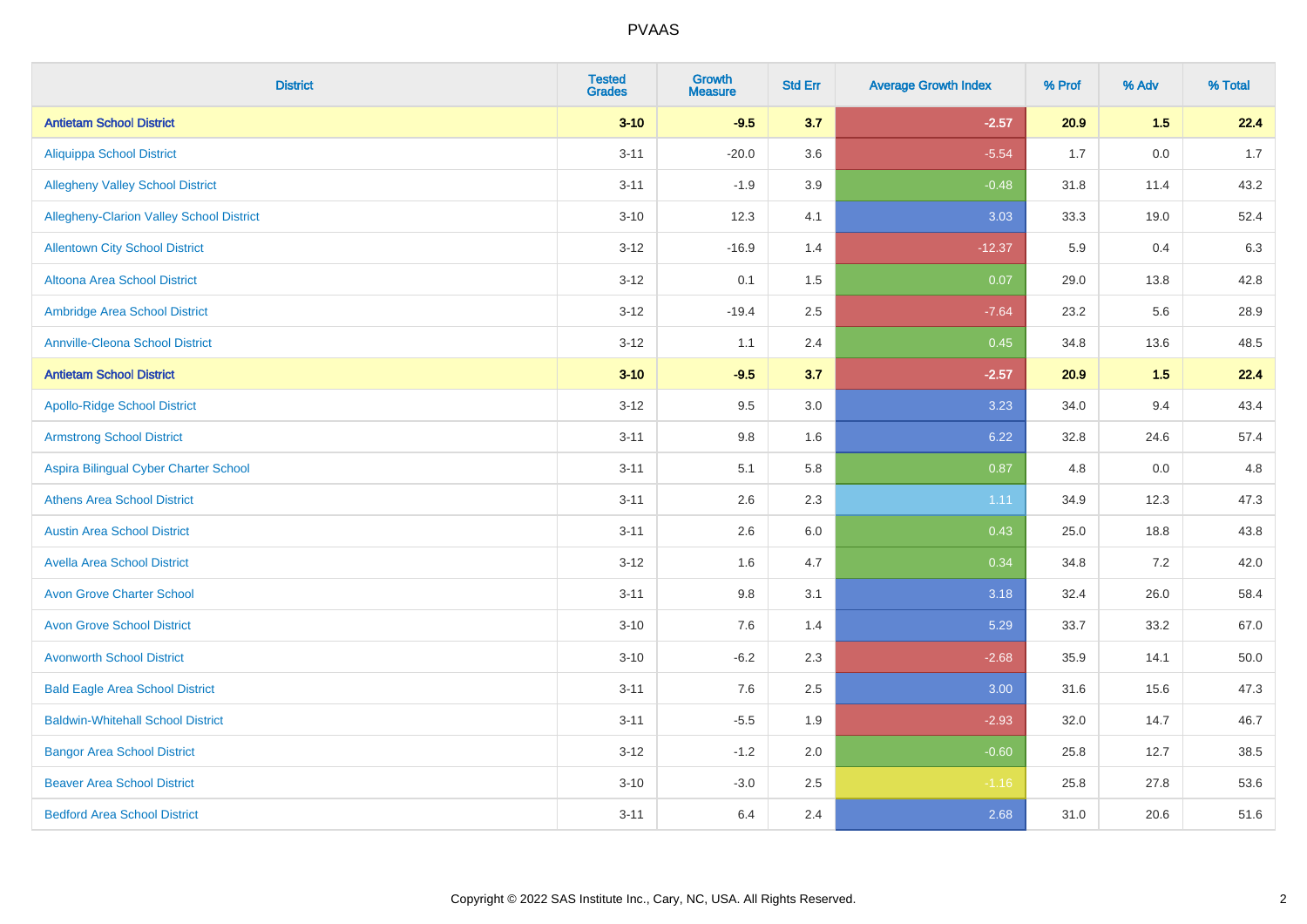PVAAS

| District | Tested Grades | Growth Measure | Std Err | Average Growth Index | % Prof | % Adv | % Total |
|---|---|---|---|---|---|---|---|
| **Antietam School District** | **3-10** | **-9.5** | **3.7** | **-2.57** | **20.9** | **1.5** | **22.4** |
| Aliquippa School District | 3-11 | -20.0 | 3.6 | -5.54 | 1.7 | 0.0 | 1.7 |
| Allegheny Valley School District | 3-11 | -1.9 | 3.9 | -0.48 | 31.8 | 11.4 | 43.2 |
| Allegheny-Clarion Valley School District | 3-10 | 12.3 | 4.1 | 3.03 | 33.3 | 19.0 | 52.4 |
| Allentown City School District | 3-12 | -16.9 | 1.4 | -12.37 | 5.9 | 0.4 | 6.3 |
| Altoona Area School District | 3-12 | 0.1 | 1.5 | 0.07 | 29.0 | 13.8 | 42.8 |
| Ambridge Area School District | 3-12 | -19.4 | 2.5 | -7.64 | 23.2 | 5.6 | 28.9 |
| Annville-Cleona School District | 3-12 | 1.1 | 2.4 | 0.45 | 34.8 | 13.6 | 48.5 |
| **Antietam School District** | **3-10** | **-9.5** | **3.7** | **-2.57** | **20.9** | **1.5** | **22.4** |
| Apollo-Ridge School District | 3-12 | 9.5 | 3.0 | 3.23 | 34.0 | 9.4 | 43.4 |
| Armstrong School District | 3-11 | 9.8 | 1.6 | 6.22 | 32.8 | 24.6 | 57.4 |
| Aspira Bilingual Cyber Charter School | 3-11 | 5.1 | 5.8 | 0.87 | 4.8 | 0.0 | 4.8 |
| Athens Area School District | 3-11 | 2.6 | 2.3 | 1.11 | 34.9 | 12.3 | 47.3 |
| Austin Area School District | 3-11 | 2.6 | 6.0 | 0.43 | 25.0 | 18.8 | 43.8 |
| Avella Area School District | 3-12 | 1.6 | 4.7 | 0.34 | 34.8 | 7.2 | 42.0 |
| Avon Grove Charter School | 3-11 | 9.8 | 3.1 | 3.18 | 32.4 | 26.0 | 58.4 |
| Avon Grove School District | 3-10 | 7.6 | 1.4 | 5.29 | 33.7 | 33.2 | 67.0 |
| Avonworth School District | 3-10 | -6.2 | 2.3 | -2.68 | 35.9 | 14.1 | 50.0 |
| Bald Eagle Area School District | 3-11 | 7.6 | 2.5 | 3.00 | 31.6 | 15.6 | 47.3 |
| Baldwin-Whitehall School District | 3-11 | -5.5 | 1.9 | -2.93 | 32.0 | 14.7 | 46.7 |
| Bangor Area School District | 3-12 | -1.2 | 2.0 | -0.60 | 25.8 | 12.7 | 38.5 |
| Beaver Area School District | 3-10 | -3.0 | 2.5 | -1.16 | 25.8 | 27.8 | 53.6 |
| Bedford Area School District | 3-11 | 6.4 | 2.4 | 2.68 | 31.0 | 20.6 | 51.6 |

Copyright © 2022 SAS Institute Inc., Cary, NC, USA. All Rights Reserved.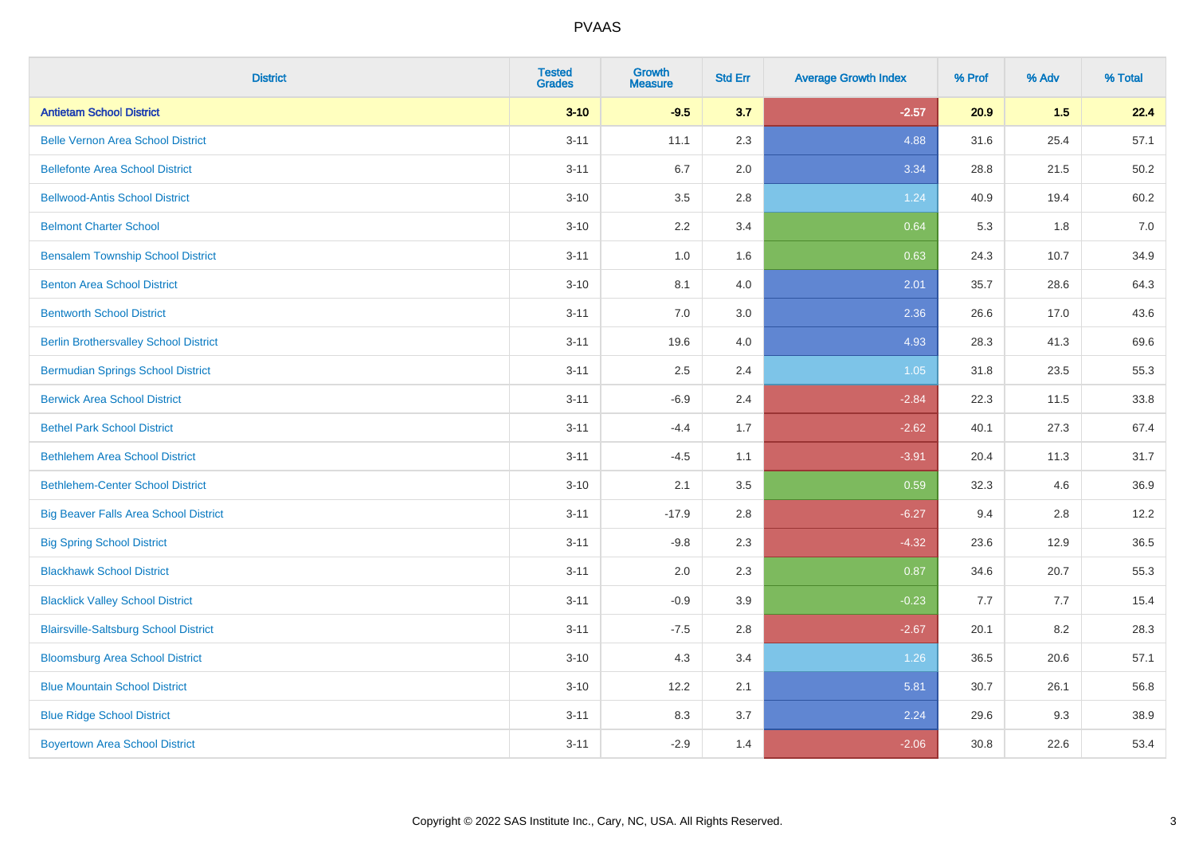# PVAAS

| District | Tested Grades | Growth Measure | Std Err | Average Growth Index | % Prof | % Adv | % Total |
|---|---|---|---|---|---|---|---|
| **Antietam School District** | **3-10** | **-9.5** | **3.7** | **-2.57** | **20.9** | **1.5** | **22.4** |
| Belle Vernon Area School District | 3-11 | 11.1 | 2.3 | 4.88 | 31.6 | 25.4 | 57.1 |
| Bellefonte Area School District | 3-11 | 6.7 | 2.0 | 3.34 | 28.8 | 21.5 | 50.2 |
| Bellwood-Antis School District | 3-10 | 3.5 | 2.8 | 1.24 | 40.9 | 19.4 | 60.2 |
| Belmont Charter School | 3-10 | 2.2 | 3.4 | 0.64 | 5.3 | 1.8 | 7.0 |
| Bensalem Township School District | 3-11 | 1.0 | 1.6 | 0.63 | 24.3 | 10.7 | 34.9 |
| Benton Area School District | 3-10 | 8.1 | 4.0 | 2.01 | 35.7 | 28.6 | 64.3 |
| Bentworth School District | 3-11 | 7.0 | 3.0 | 2.36 | 26.6 | 17.0 | 43.6 |
| Berlin Brothersvalley School District | 3-11 | 19.6 | 4.0 | 4.93 | 28.3 | 41.3 | 69.6 |
| Bermudian Springs School District | 3-11 | 2.5 | 2.4 | 1.05 | 31.8 | 23.5 | 55.3 |
| Berwick Area School District | 3-11 | -6.9 | 2.4 | -2.84 | 22.3 | 11.5 | 33.8 |
| Bethel Park School District | 3-11 | -4.4 | 1.7 | -2.62 | 40.1 | 27.3 | 67.4 |
| Bethlehem Area School District | 3-11 | -4.5 | 1.1 | -3.91 | 20.4 | 11.3 | 31.7 |
| Bethlehem-Center School District | 3-10 | 2.1 | 3.5 | 0.59 | 32.3 | 4.6 | 36.9 |
| Big Beaver Falls Area School District | 3-11 | -17.9 | 2.8 | -6.27 | 9.4 | 2.8 | 12.2 |
| Big Spring School District | 3-11 | -9.8 | 2.3 | -4.32 | 23.6 | 12.9 | 36.5 |
| Blackhawk School District | 3-11 | 2.0 | 2.3 | 0.87 | 34.6 | 20.7 | 55.3 |
| Blacklick Valley School District | 3-11 | -0.9 | 3.9 | -0.23 | 7.7 | 7.7 | 15.4 |
| Blairsville-Saltsburg School District | 3-11 | -7.5 | 2.8 | -2.67 | 20.1 | 8.2 | 28.3 |
| Bloomsburg Area School District | 3-10 | 4.3 | 3.4 | 1.26 | 36.5 | 20.6 | 57.1 |
| Blue Mountain School District | 3-10 | 12.2 | 2.1 | 5.81 | 30.7 | 26.1 | 56.8 |
| Blue Ridge School District | 3-11 | 8.3 | 3.7 | 2.24 | 29.6 | 9.3 | 38.9 |
| Boyertown Area School District | 3-11 | -2.9 | 1.4 | -2.06 | 30.8 | 22.6 | 53.4 |

Copyright © 2022 SAS Institute Inc., Cary, NC, USA. All Rights Reserved.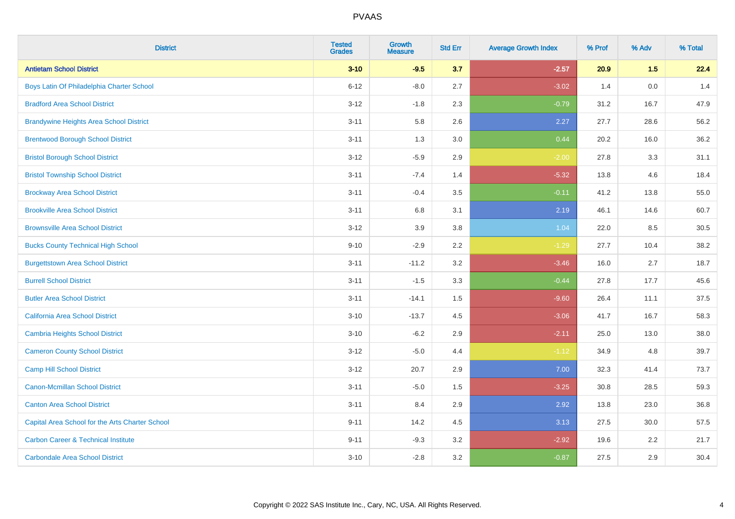# PVAAS

| District | Tested Grades | Growth Measure | Std Err | Average Growth Index | % Prof | % Adv | % Total |
|---|---|---|---|---|---|---|---|
| **Antietam School District** | **3-10** | **-9.5** | **3.7** | **-2.57** | **20.9** | **1.5** | **22.4** |
| Boys Latin Of Philadelphia Charter School | 6-12 | -8.0 | 2.7 | -3.02 | 1.4 | 0.0 | 1.4 |
| Bradford Area School District | 3-12 | -1.8 | 2.3 | -0.79 | 31.2 | 16.7 | 47.9 |
| Brandywine Heights Area School District | 3-11 | 5.8 | 2.6 | 2.27 | 27.7 | 28.6 | 56.2 |
| Brentwood Borough School District | 3-11 | 1.3 | 3.0 | 0.44 | 20.2 | 16.0 | 36.2 |
| Bristol Borough School District | 3-12 | -5.9 | 2.9 | -2.00 | 27.8 | 3.3 | 31.1 |
| Bristol Township School District | 3-11 | -7.4 | 1.4 | -5.32 | 13.8 | 4.6 | 18.4 |
| Brockway Area School District | 3-11 | -0.4 | 3.5 | -0.11 | 41.2 | 13.8 | 55.0 |
| Brookville Area School District | 3-11 | 6.8 | 3.1 | 2.19 | 46.1 | 14.6 | 60.7 |
| Brownsville Area School District | 3-12 | 3.9 | 3.8 | 1.04 | 22.0 | 8.5 | 30.5 |
| Bucks County Technical High School | 9-10 | -2.9 | 2.2 | -1.29 | 27.7 | 10.4 | 38.2 |
| Burgettstown Area School District | 3-11 | -11.2 | 3.2 | -3.46 | 16.0 | 2.7 | 18.7 |
| Burrell School District | 3-11 | -1.5 | 3.3 | -0.44 | 27.8 | 17.7 | 45.6 |
| Butler Area School District | 3-11 | -14.1 | 1.5 | -9.60 | 26.4 | 11.1 | 37.5 |
| California Area School District | 3-10 | -13.7 | 4.5 | -3.06 | 41.7 | 16.7 | 58.3 |
| Cambria Heights School District | 3-10 | -6.2 | 2.9 | -2.11 | 25.0 | 13.0 | 38.0 |
| Cameron County School District | 3-12 | -5.0 | 4.4 | -1.12 | 34.9 | 4.8 | 39.7 |
| Camp Hill School District | 3-12 | 20.7 | 2.9 | 7.00 | 32.3 | 41.4 | 73.7 |
| Canon-Mcmillan School District | 3-11 | -5.0 | 1.5 | -3.25 | 30.8 | 28.5 | 59.3 |
| Canton Area School District | 3-11 | 8.4 | 2.9 | 2.92 | 13.8 | 23.0 | 36.8 |
| Capital Area School for the Arts Charter School | 9-11 | 14.2 | 4.5 | 3.13 | 27.5 | 30.0 | 57.5 |
| Carbon Career & Technical Institute | 9-11 | -9.3 | 3.2 | -2.92 | 19.6 | 2.2 | 21.7 |
| Carbondale Area School District | 3-10 | -2.8 | 3.2 | -0.87 | 27.5 | 2.9 | 30.4 |

Copyright © 2022 SAS Institute Inc., Cary, NC, USA. All Rights Reserved.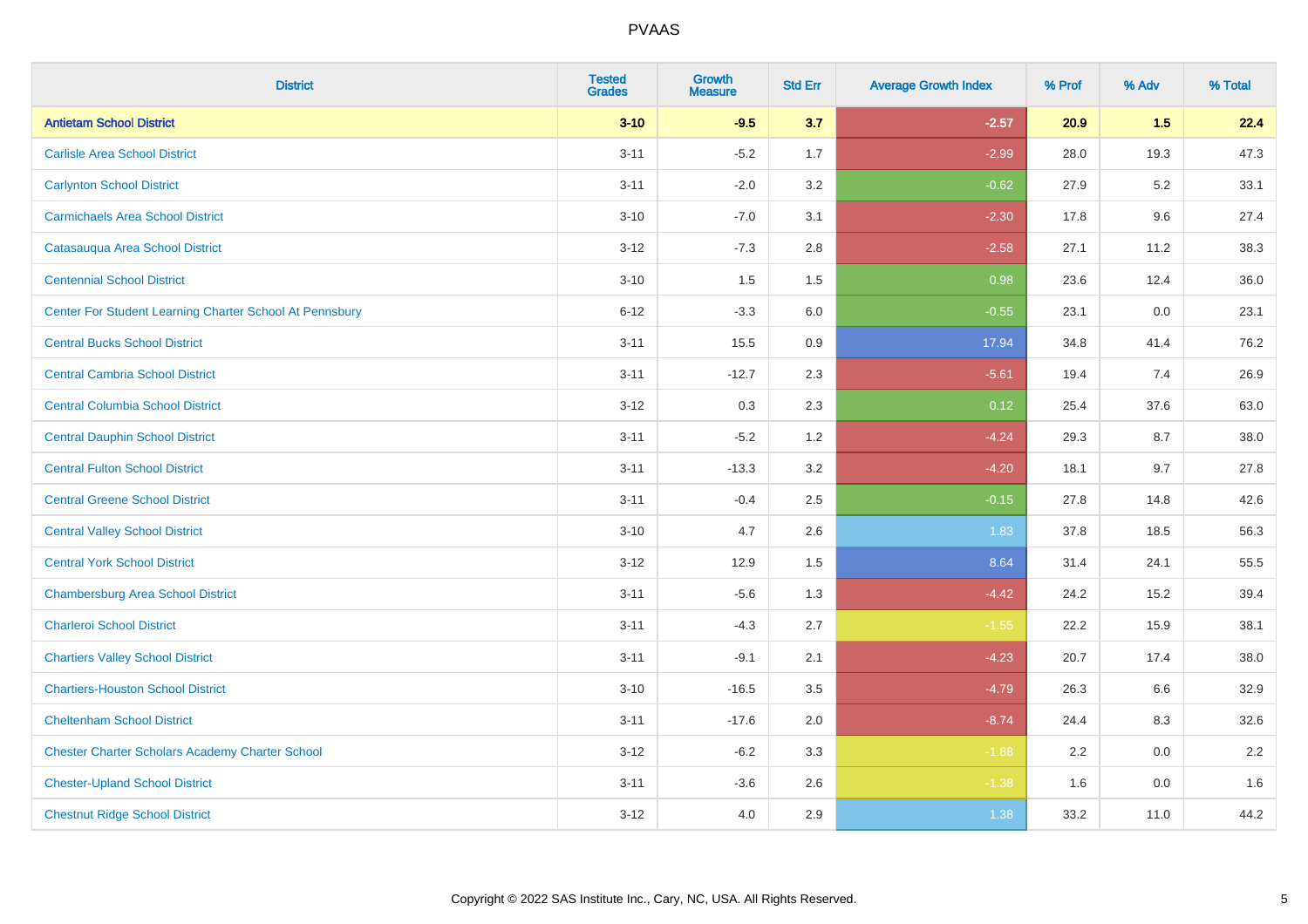# PVAAS

| District | Tested Grades | Growth Measure | Std Err | Average Growth Index | % Prof | % Adv | % Total |
|---|---|---|---|---|---|---|---|
| **Antietam School District** | **3-10** | **-9.5** | **3.7** | **-2.57** | **20.9** | **1.5** | **22.4** |
| Carlisle Area School District | 3-11 | -5.2 | 1.7 | -2.99 | 28.0 | 19.3 | 47.3 |
| Carlynton School District | 3-11 | -2.0 | 3.2 | -0.62 | 27.9 | 5.2 | 33.1 |
| Carmichaels Area School District | 3-10 | -7.0 | 3.1 | -2.30 | 17.8 | 9.6 | 27.4 |
| Catasauqua Area School District | 3-12 | -7.3 | 2.8 | -2.58 | 27.1 | 11.2 | 38.3 |
| Centennial School District | 3-10 | 1.5 | 1.5 | 0.98 | 23.6 | 12.4 | 36.0 |
| Center For Student Learning Charter School At Pennsbury | 6-12 | -3.3 | 6.0 | -0.55 | 23.1 | 0.0 | 23.1 |
| Central Bucks School District | 3-11 | 15.5 | 0.9 | 17.94 | 34.8 | 41.4 | 76.2 |
| Central Cambria School District | 3-11 | -12.7 | 2.3 | -5.61 | 19.4 | 7.4 | 26.9 |
| Central Columbia School District | 3-12 | 0.3 | 2.3 | 0.12 | 25.4 | 37.6 | 63.0 |
| Central Dauphin School District | 3-11 | -5.2 | 1.2 | -4.24 | 29.3 | 8.7 | 38.0 |
| Central Fulton School District | 3-11 | -13.3 | 3.2 | -4.20 | 18.1 | 9.7 | 27.8 |
| Central Greene School District | 3-11 | -0.4 | 2.5 | -0.15 | 27.8 | 14.8 | 42.6 |
| Central Valley School District | 3-10 | 4.7 | 2.6 | 1.83 | 37.8 | 18.5 | 56.3 |
| Central York School District | 3-12 | 12.9 | 1.5 | 8.64 | 31.4 | 24.1 | 55.5 |
| Chambersburg Area School District | 3-11 | -5.6 | 1.3 | -4.42 | 24.2 | 15.2 | 39.4 |
| Charleroi School District | 3-11 | -4.3 | 2.7 | -1.55 | 22.2 | 15.9 | 38.1 |
| Chartiers Valley School District | 3-11 | -9.1 | 2.1 | -4.23 | 20.7 | 17.4 | 38.0 |
| Chartiers-Houston School District | 3-10 | -16.5 | 3.5 | -4.79 | 26.3 | 6.6 | 32.9 |
| Cheltenham School District | 3-11 | -17.6 | 2.0 | -8.74 | 24.4 | 8.3 | 32.6 |
| Chester Charter Scholars Academy Charter School | 3-12 | -6.2 | 3.3 | -1.88 | 2.2 | 0.0 | 2.2 |
| Chester-Upland School District | 3-11 | -3.6 | 2.6 | -1.38 | 1.6 | 0.0 | 1.6 |
| Chestnut Ridge School District | 3-12 | 4.0 | 2.9 | 1.38 | 33.2 | 11.0 | 44.2 |

Copyright © 2022 SAS Institute Inc., Cary, NC, USA. All Rights Reserved.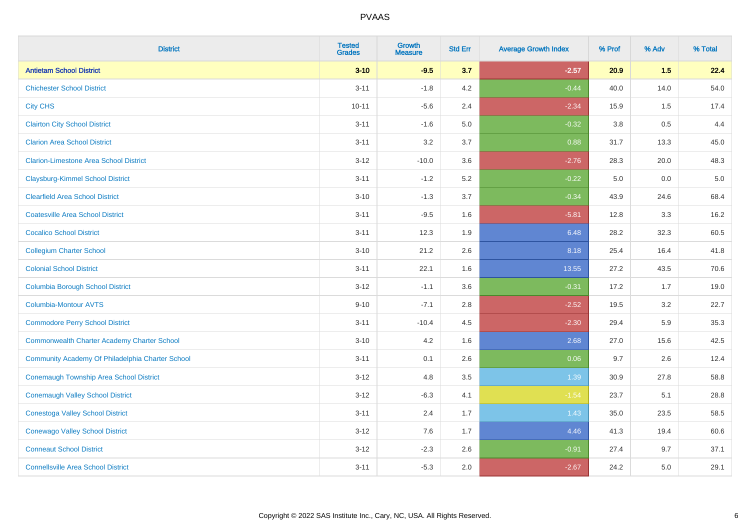| District | Tested Grades | Growth Measure | Std Err | Average Growth Index | % Prof | % Adv | % Total |
|---|---|---|---|---|---|---|---|
| **Antietam School District** | **3-10** | **-9.5** | **3.7** | **-2.57** | **20.9** | **1.5** | **22.4** |
| Chichester School District | 3-11 | -1.8 | 4.2 | -0.44 | 40.0 | 14.0 | 54.0 |
| City CHS | 10-11 | -5.6 | 2.4 | -2.34 | 15.9 | 1.5 | 17.4 |
| Clairton City School District | 3-11 | -1.6 | 5.0 | -0.32 | 3.8 | 0.5 | 4.4 |
| Clarion Area School District | 3-11 | 3.2 | 3.7 | 0.88 | 31.7 | 13.3 | 45.0 |
| Clarion-Limestone Area School District | 3-12 | -10.0 | 3.6 | -2.76 | 28.3 | 20.0 | 48.3 |
| Claysburg-Kimmel School District | 3-11 | -1.2 | 5.2 | -0.22 | 5.0 | 0.0 | 5.0 |
| Clearfield Area School District | 3-10 | -1.3 | 3.7 | -0.34 | 43.9 | 24.6 | 68.4 |
| Coatesville Area School District | 3-11 | -9.5 | 1.6 | -5.81 | 12.8 | 3.3 | 16.2 |
| Cocalico School District | 3-11 | 12.3 | 1.9 | 6.48 | 28.2 | 32.3 | 60.5 |
| Collegium Charter School | 3-10 | 21.2 | 2.6 | 8.18 | 25.4 | 16.4 | 41.8 |
| Colonial School District | 3-11 | 22.1 | 1.6 | 13.55 | 27.2 | 43.5 | 70.6 |
| Columbia Borough School District | 3-12 | -1.1 | 3.6 | -0.31 | 17.2 | 1.7 | 19.0 |
| Columbia-Montour AVTS | 9-10 | -7.1 | 2.8 | -2.52 | 19.5 | 3.2 | 22.7 |
| Commodore Perry School District | 3-11 | -10.4 | 4.5 | -2.30 | 29.4 | 5.9 | 35.3 |
| Commonwealth Charter Academy Charter School | 3-10 | 4.2 | 1.6 | 2.68 | 27.0 | 15.6 | 42.5 |
| Community Academy Of Philadelphia Charter School | 3-11 | 0.1 | 2.6 | 0.06 | 9.7 | 2.6 | 12.4 |
| Conemaugh Township Area School District | 3-12 | 4.8 | 3.5 | 1.39 | 30.9 | 27.8 | 58.8 |
| Conemaugh Valley School District | 3-12 | -6.3 | 4.1 | -1.54 | 23.7 | 5.1 | 28.8 |
| Conestoga Valley School District | 3-11 | 2.4 | 1.7 | 1.43 | 35.0 | 23.5 | 58.5 |
| Conewago Valley School District | 3-12 | 7.6 | 1.7 | 4.46 | 41.3 | 19.4 | 60.6 |
| Conneaut School District | 3-12 | -2.3 | 2.6 | -0.91 | 27.4 | 9.7 | 37.1 |
| Connellsville Area School District | 3-11 | -5.3 | 2.0 | -2.67 | 24.2 | 5.0 | 29.1 |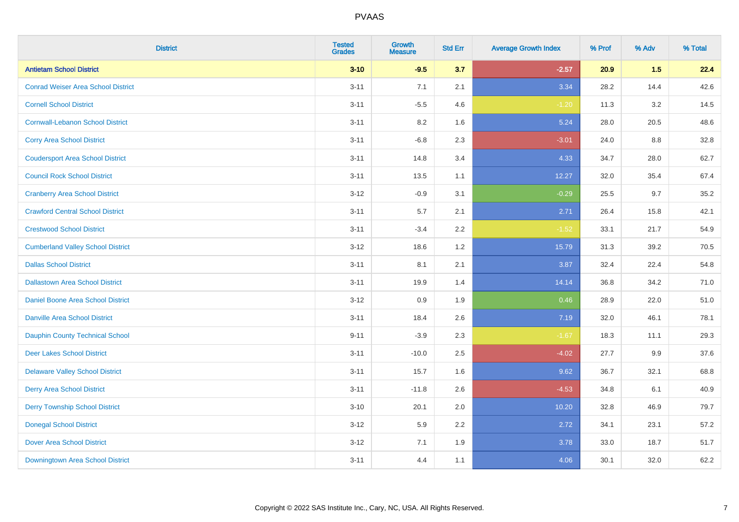# PVAAS

| District | Tested Grades | Growth Measure | Std Err | Average Growth Index | % Prof | % Adv | % Total |
|---|---|---|---|---|---|---|---|
| **Antietam School District** | **3-10** | **-9.5** | **3.7** | **-2.57** | **20.9** | **1.5** | **22.4** |
| Conrad Weiser Area School District | 3-11 | 7.1 | 2.1 | 3.34 | 28.2 | 14.4 | 42.6 |
| Cornell School District | 3-11 | -5.5 | 4.6 | -1.20 | 11.3 | 3.2 | 14.5 |
| Cornwall-Lebanon School District | 3-11 | 8.2 | 1.6 | 5.24 | 28.0 | 20.5 | 48.6 |
| Corry Area School District | 3-11 | -6.8 | 2.3 | -3.01 | 24.0 | 8.8 | 32.8 |
| Coudersport Area School District | 3-11 | 14.8 | 3.4 | 4.33 | 34.7 | 28.0 | 62.7 |
| Council Rock School District | 3-11 | 13.5 | 1.1 | 12.27 | 32.0 | 35.4 | 67.4 |
| Cranberry Area School District | 3-12 | -0.9 | 3.1 | -0.29 | 25.5 | 9.7 | 35.2 |
| Crawford Central School District | 3-11 | 5.7 | 2.1 | 2.71 | 26.4 | 15.8 | 42.1 |
| Crestwood School District | 3-11 | -3.4 | 2.2 | -1.52 | 33.1 | 21.7 | 54.9 |
| Cumberland Valley School District | 3-12 | 18.6 | 1.2 | 15.79 | 31.3 | 39.2 | 70.5 |
| Dallas School District | 3-11 | 8.1 | 2.1 | 3.87 | 32.4 | 22.4 | 54.8 |
| Dallastown Area School District | 3-11 | 19.9 | 1.4 | 14.14 | 36.8 | 34.2 | 71.0 |
| Daniel Boone Area School District | 3-12 | 0.9 | 1.9 | 0.46 | 28.9 | 22.0 | 51.0 |
| Danville Area School District | 3-11 | 18.4 | 2.6 | 7.19 | 32.0 | 46.1 | 78.1 |
| Dauphin County Technical School | 9-11 | -3.9 | 2.3 | -1.67 | 18.3 | 11.1 | 29.3 |
| Deer Lakes School District | 3-11 | -10.0 | 2.5 | -4.02 | 27.7 | 9.9 | 37.6 |
| Delaware Valley School District | 3-11 | 15.7 | 1.6 | 9.62 | 36.7 | 32.1 | 68.8 |
| Derry Area School District | 3-11 | -11.8 | 2.6 | -4.53 | 34.8 | 6.1 | 40.9 |
| Derry Township School District | 3-10 | 20.1 | 2.0 | 10.20 | 32.8 | 46.9 | 79.7 |
| Donegal School District | 3-12 | 5.9 | 2.2 | 2.72 | 34.1 | 23.1 | 57.2 |
| Dover Area School District | 3-12 | 7.1 | 1.9 | 3.78 | 33.0 | 18.7 | 51.7 |
| Downingtown Area School District | 3-11 | 4.4 | 1.1 | 4.06 | 30.1 | 32.0 | 62.2 |

Copyright © 2022 SAS Institute Inc., Cary, NC, USA. All Rights Reserved.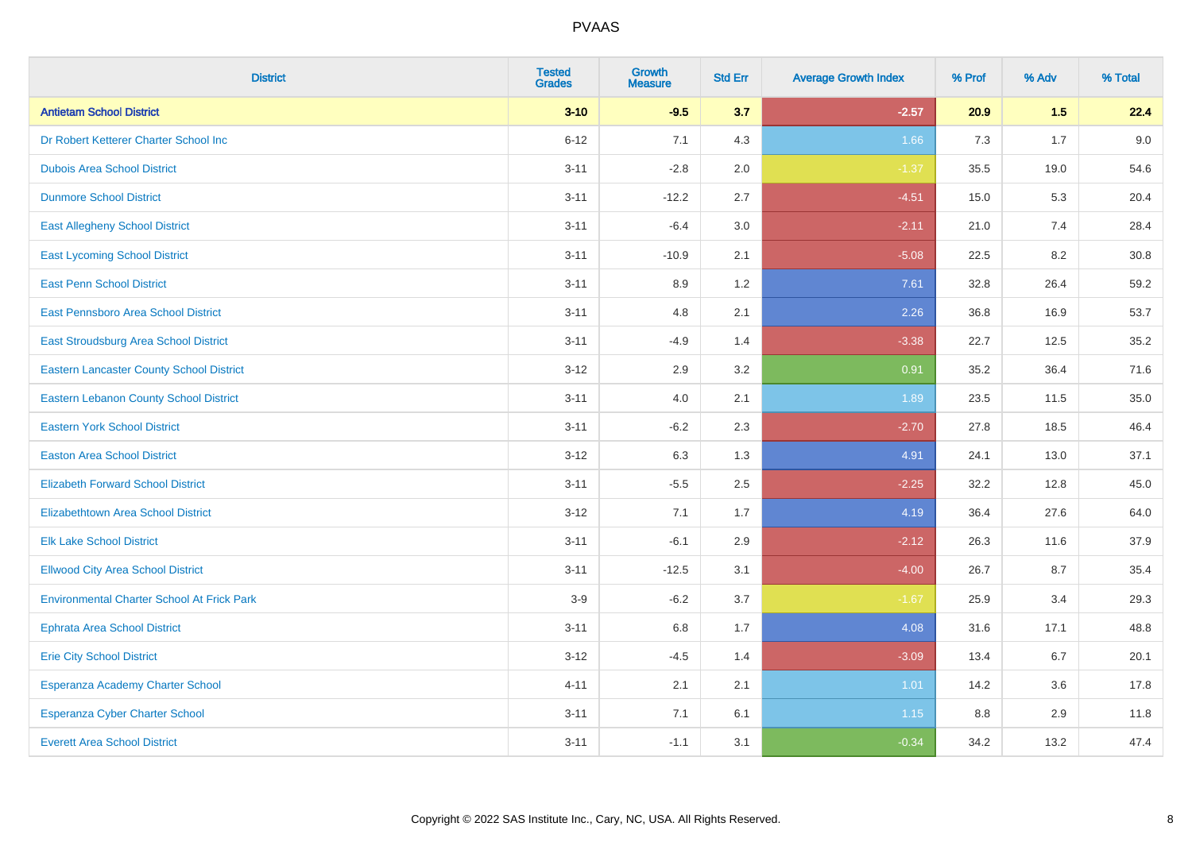PVAAS

| District | Tested Grades | Growth Measure | Std Err | Average Growth Index | % Prof | % Adv | % Total |
|---|---|---|---|---|---|---|---|
| **Antietam School District** | **3-10** | **-9.5** | **3.7** | **-2.57** | **20.9** | **1.5** | **22.4** |
| Dr Robert Ketterer Charter School Inc | 6-12 | 7.1 | 4.3 | 1.66 | 7.3 | 1.7 | 9.0 |
| Dubois Area School District | 3-11 | -2.8 | 2.0 | -1.37 | 35.5 | 19.0 | 54.6 |
| Dunmore School District | 3-11 | -12.2 | 2.7 | -4.51 | 15.0 | 5.3 | 20.4 |
| East Allegheny School District | 3-11 | -6.4 | 3.0 | -2.11 | 21.0 | 7.4 | 28.4 |
| East Lycoming School District | 3-11 | -10.9 | 2.1 | -5.08 | 22.5 | 8.2 | 30.8 |
| East Penn School District | 3-11 | 8.9 | 1.2 | 7.61 | 32.8 | 26.4 | 59.2 |
| East Pennsboro Area School District | 3-11 | 4.8 | 2.1 | 2.26 | 36.8 | 16.9 | 53.7 |
| East Stroudsburg Area School District | 3-11 | -4.9 | 1.4 | -3.38 | 22.7 | 12.5 | 35.2 |
| Eastern Lancaster County School District | 3-12 | 2.9 | 3.2 | 0.91 | 35.2 | 36.4 | 71.6 |
| Eastern Lebanon County School District | 3-11 | 4.0 | 2.1 | 1.89 | 23.5 | 11.5 | 35.0 |
| Eastern York School District | 3-11 | -6.2 | 2.3 | -2.70 | 27.8 | 18.5 | 46.4 |
| Easton Area School District | 3-12 | 6.3 | 1.3 | 4.91 | 24.1 | 13.0 | 37.1 |
| Elizabeth Forward School District | 3-11 | -5.5 | 2.5 | -2.25 | 32.2 | 12.8 | 45.0 |
| Elizabethtown Area School District | 3-12 | 7.1 | 1.7 | 4.19 | 36.4 | 27.6 | 64.0 |
| Elk Lake School District | 3-11 | -6.1 | 2.9 | -2.12 | 26.3 | 11.6 | 37.9 |
| Ellwood City Area School District | 3-11 | -12.5 | 3.1 | -4.00 | 26.7 | 8.7 | 35.4 |
| Environmental Charter School At Frick Park | 3-9 | -6.2 | 3.7 | -1.67 | 25.9 | 3.4 | 29.3 |
| Ephrata Area School District | 3-11 | 6.8 | 1.7 | 4.08 | 31.6 | 17.1 | 48.8 |
| Erie City School District | 3-12 | -4.5 | 1.4 | -3.09 | 13.4 | 6.7 | 20.1 |
| Esperanza Academy Charter School | 4-11 | 2.1 | 2.1 | 1.01 | 14.2 | 3.6 | 17.8 |
| Esperanza Cyber Charter School | 3-11 | 7.1 | 6.1 | 1.15 | 8.8 | 2.9 | 11.8 |
| Everett Area School District | 3-11 | -1.1 | 3.1 | -0.34 | 34.2 | 13.2 | 47.4 |

Copyright © 2022 SAS Institute Inc., Cary, NC, USA. All Rights Reserved.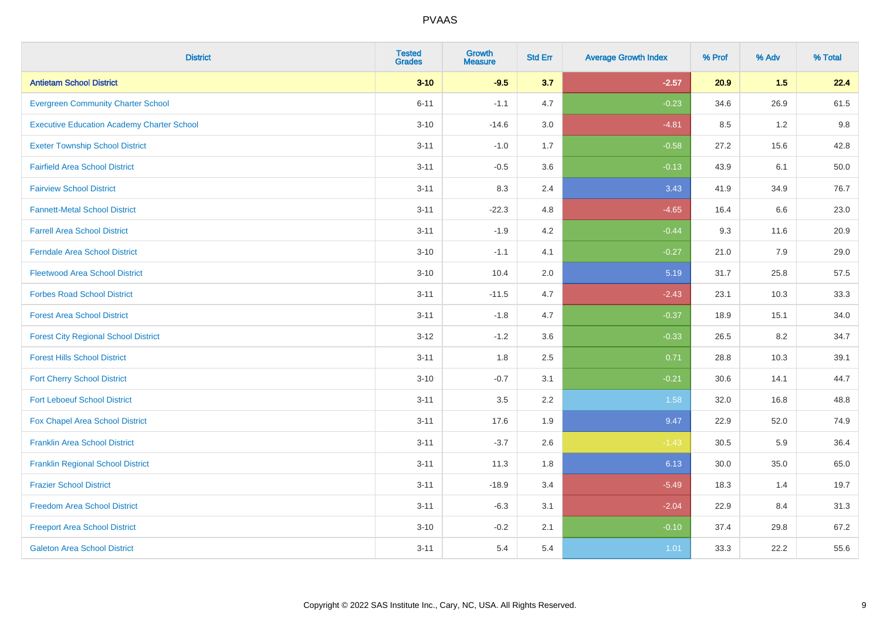# PVAAS

| District | Tested Grades | Growth Measure | Std Err | Average Growth Index | % Prof | % Adv | % Total |
|---|---|---|---|---|---|---|---|
| **Antietam School District** | **3-10** | **-9.5** | **3.7** | **-2.57** | **20.9** | **1.5** | **22.4** |
| Evergreen Community Charter School | 6-11 | -1.1 | 4.7 | -0.23 | 34.6 | 26.9 | 61.5 |
| Executive Education Academy Charter School | 3-10 | -14.6 | 3.0 | -4.81 | 8.5 | 1.2 | 9.8 |
| Exeter Township School District | 3-11 | -1.0 | 1.7 | -0.58 | 27.2 | 15.6 | 42.8 |
| Fairfield Area School District | 3-11 | -0.5 | 3.6 | -0.13 | 43.9 | 6.1 | 50.0 |
| Fairview School District | 3-11 | 8.3 | 2.4 | 3.43 | 41.9 | 34.9 | 76.7 |
| Fannett-Metal School District | 3-11 | -22.3 | 4.8 | -4.65 | 16.4 | 6.6 | 23.0 |
| Farrell Area School District | 3-11 | -1.9 | 4.2 | -0.44 | 9.3 | 11.6 | 20.9 |
| Ferndale Area School District | 3-10 | -1.1 | 4.1 | -0.27 | 21.0 | 7.9 | 29.0 |
| Fleetwood Area School District | 3-10 | 10.4 | 2.0 | 5.19 | 31.7 | 25.8 | 57.5 |
| Forbes Road School District | 3-11 | -11.5 | 4.7 | -2.43 | 23.1 | 10.3 | 33.3 |
| Forest Area School District | 3-11 | -1.8 | 4.7 | -0.37 | 18.9 | 15.1 | 34.0 |
| Forest City Regional School District | 3-12 | -1.2 | 3.6 | -0.33 | 26.5 | 8.2 | 34.7 |
| Forest Hills School District | 3-11 | 1.8 | 2.5 | 0.71 | 28.8 | 10.3 | 39.1 |
| Fort Cherry School District | 3-10 | -0.7 | 3.1 | -0.21 | 30.6 | 14.1 | 44.7 |
| Fort Leboeuf School District | 3-11 | 3.5 | 2.2 | 1.58 | 32.0 | 16.8 | 48.8 |
| Fox Chapel Area School District | 3-11 | 17.6 | 1.9 | 9.47 | 22.9 | 52.0 | 74.9 |
| Franklin Area School District | 3-11 | -3.7 | 2.6 | -1.43 | 30.5 | 5.9 | 36.4 |
| Franklin Regional School District | 3-11 | 11.3 | 1.8 | 6.13 | 30.0 | 35.0 | 65.0 |
| Frazier School District | 3-11 | -18.9 | 3.4 | -5.49 | 18.3 | 1.4 | 19.7 |
| Freedom Area School District | 3-11 | -6.3 | 3.1 | -2.04 | 22.9 | 8.4 | 31.3 |
| Freeport Area School District | 3-10 | -0.2 | 2.1 | -0.10 | 37.4 | 29.8 | 67.2 |
| Galeton Area School District | 3-11 | 5.4 | 5.4 | 1.01 | 33.3 | 22.2 | 55.6 |

Copyright © 2022 SAS Institute Inc., Cary, NC, USA. All Rights Reserved.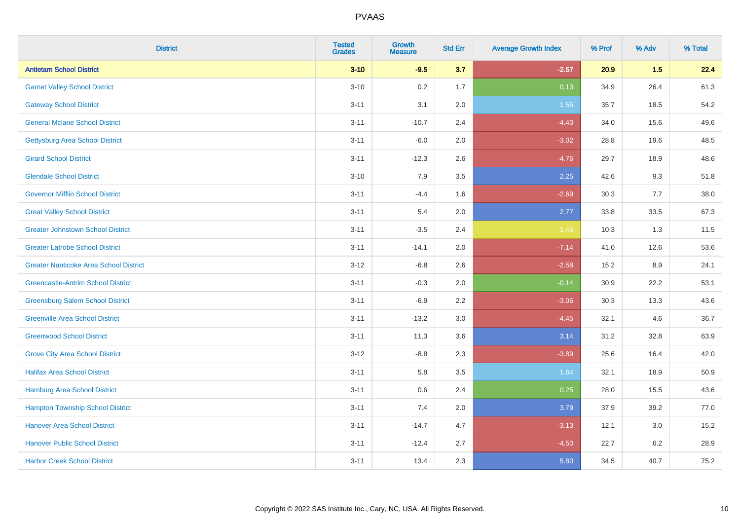| District | Tested Grades | Growth Measure | Std Err | Average Growth Index | % Prof | % Adv | % Total |
|---|---|---|---|---|---|---|---|
| **Antietam School District** | **3-10** | **-9.5** | **3.7** | **-2.57** | **20.9** | **1.5** | **22.4** |
| Garnet Valley School District | 3-10 | 0.2 | 1.7 | 0.13 | 34.9 | 26.4 | 61.3 |
| Gateway School District | 3-11 | 3.1 | 2.0 | 1.55 | 35.7 | 18.5 | 54.2 |
| General Mclane School District | 3-11 | -10.7 | 2.4 | -4.40 | 34.0 | 15.6 | 49.6 |
| Gettysburg Area School District | 3-11 | -6.0 | 2.0 | -3.02 | 28.8 | 19.6 | 48.5 |
| Girard School District | 3-11 | -12.3 | 2.6 | -4.76 | 29.7 | 18.9 | 48.6 |
| Glendale School District | 3-10 | 7.9 | 3.5 | 2.25 | 42.6 | 9.3 | 51.8 |
| Governor Mifflin School District | 3-11 | -4.4 | 1.6 | -2.69 | 30.3 | 7.7 | 38.0 |
| Great Valley School District | 3-11 | 5.4 | 2.0 | 2.77 | 33.8 | 33.5 | 67.3 |
| Greater Johnstown School District | 3-11 | -3.5 | 2.4 | -1.45 | 10.3 | 1.3 | 11.5 |
| Greater Latrobe School District | 3-11 | -14.1 | 2.0 | -7.14 | 41.0 | 12.6 | 53.6 |
| Greater Nanticoke Area School District | 3-12 | -6.8 | 2.6 | -2.58 | 15.2 | 8.9 | 24.1 |
| Greencastle-Antrim School District | 3-11 | -0.3 | 2.0 | -0.14 | 30.9 | 22.2 | 53.1 |
| Greensburg Salem School District | 3-11 | -6.9 | 2.2 | -3.06 | 30.3 | 13.3 | 43.6 |
| Greenville Area School District | 3-11 | -13.2 | 3.0 | -4.45 | 32.1 | 4.6 | 36.7 |
| Greenwood School District | 3-11 | 11.3 | 3.6 | 3.14 | 31.2 | 32.8 | 63.9 |
| Grove City Area School District | 3-12 | -8.8 | 2.3 | -3.89 | 25.6 | 16.4 | 42.0 |
| Halifax Area School District | 3-11 | 5.8 | 3.5 | 1.64 | 32.1 | 18.9 | 50.9 |
| Hamburg Area School District | 3-11 | 0.6 | 2.4 | 0.25 | 28.0 | 15.5 | 43.6 |
| Hampton Township School District | 3-11 | 7.4 | 2.0 | 3.79 | 37.9 | 39.2 | 77.0 |
| Hanover Area School District | 3-11 | -14.7 | 4.7 | -3.13 | 12.1 | 3.0 | 15.2 |
| Hanover Public School District | 3-11 | -12.4 | 2.7 | -4.50 | 22.7 | 6.2 | 28.9 |
| Harbor Creek School District | 3-11 | 13.4 | 2.3 | 5.80 | 34.5 | 40.7 | 75.2 |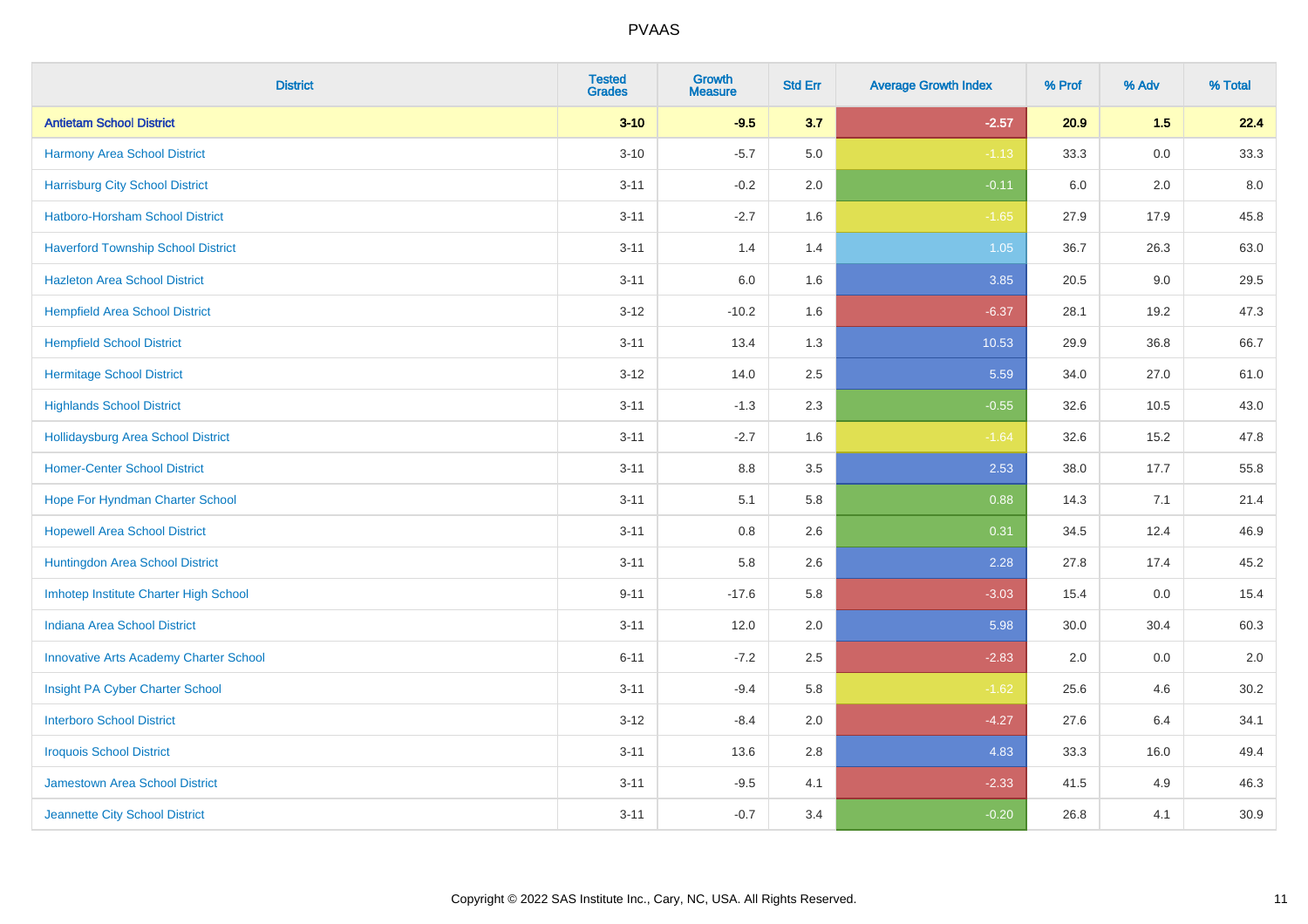# PVAAS

| District | Tested Grades | Growth Measure | Std Err | Average Growth Index | % Prof | % Adv | % Total |
|---|---|---|---|---|---|---|---|
| **Antietam School District** | **3-10** | **-9.5** | **3.7** | **-2.57** | **20.9** | **1.5** | **22.4** |
| Harmony Area School District | 3-10 | -5.7 | 5.0 | -1.13 | 33.3 | 0.0 | 33.3 |
| Harrisburg City School District | 3-11 | -0.2 | 2.0 | -0.11 | 6.0 | 2.0 | 8.0 |
| Hatboro-Horsham School District | 3-11 | -2.7 | 1.6 | -1.65 | 27.9 | 17.9 | 45.8 |
| Haverford Township School District | 3-11 | 1.4 | 1.4 | 1.05 | 36.7 | 26.3 | 63.0 |
| Hazleton Area School District | 3-11 | 6.0 | 1.6 | 3.85 | 20.5 | 9.0 | 29.5 |
| Hempfield Area School District | 3-12 | -10.2 | 1.6 | -6.37 | 28.1 | 19.2 | 47.3 |
| Hempfield School District | 3-11 | 13.4 | 1.3 | 10.53 | 29.9 | 36.8 | 66.7 |
| Hermitage School District | 3-12 | 14.0 | 2.5 | 5.59 | 34.0 | 27.0 | 61.0 |
| Highlands School District | 3-11 | -1.3 | 2.3 | -0.55 | 32.6 | 10.5 | 43.0 |
| Hollidaysburg Area School District | 3-11 | -2.7 | 1.6 | -1.64 | 32.6 | 15.2 | 47.8 |
| Homer-Center School District | 3-11 | 8.8 | 3.5 | 2.53 | 38.0 | 17.7 | 55.8 |
| Hope For Hyndman Charter School | 3-11 | 5.1 | 5.8 | 0.88 | 14.3 | 7.1 | 21.4 |
| Hopewell Area School District | 3-11 | 0.8 | 2.6 | 0.31 | 34.5 | 12.4 | 46.9 |
| Huntingdon Area School District | 3-11 | 5.8 | 2.6 | 2.28 | 27.8 | 17.4 | 45.2 |
| Imhotep Institute Charter High School | 9-11 | -17.6 | 5.8 | -3.03 | 15.4 | 0.0 | 15.4 |
| Indiana Area School District | 3-11 | 12.0 | 2.0 | 5.98 | 30.0 | 30.4 | 60.3 |
| Innovative Arts Academy Charter School | 6-11 | -7.2 | 2.5 | -2.83 | 2.0 | 0.0 | 2.0 |
| Insight PA Cyber Charter School | 3-11 | -9.4 | 5.8 | -1.62 | 25.6 | 4.6 | 30.2 |
| Interboro School District | 3-12 | -8.4 | 2.0 | -4.27 | 27.6 | 6.4 | 34.1 |
| Iroquois School District | 3-11 | 13.6 | 2.8 | 4.83 | 33.3 | 16.0 | 49.4 |
| Jamestown Area School District | 3-11 | -9.5 | 4.1 | -2.33 | 41.5 | 4.9 | 46.3 |
| Jeannette City School District | 3-11 | -0.7 | 3.4 | -0.20 | 26.8 | 4.1 | 30.9 |

Copyright © 2022 SAS Institute Inc., Cary, NC, USA. All Rights Reserved.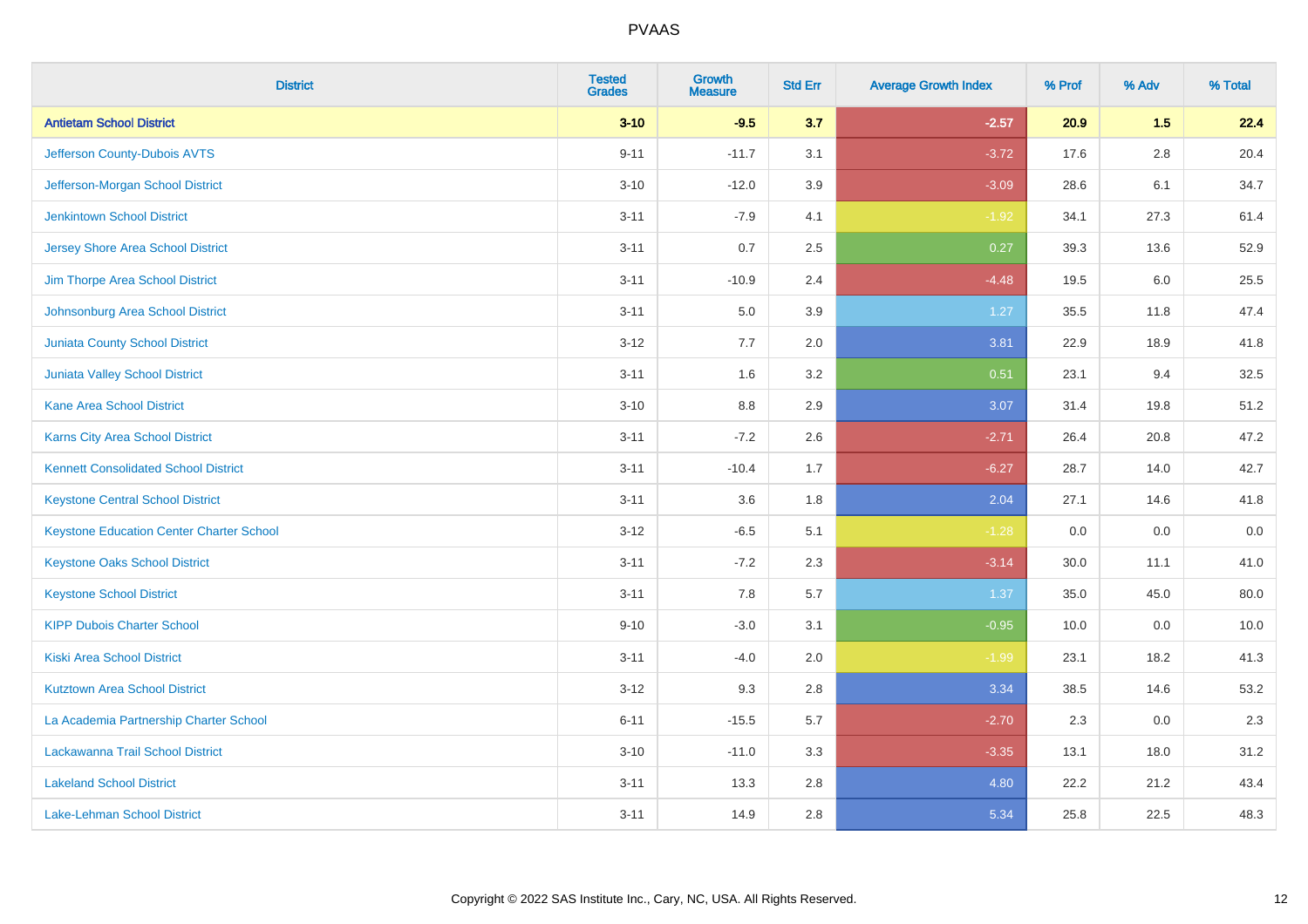# PVAAS

| District | Tested Grades | Growth Measure | Std Err | Average Growth Index | % Prof | % Adv | % Total |
|---|---|---|---|---|---|---|---|
| **Antietam School District** | **3-10** | **-9.5** | **3.7** | **-2.57** | **20.9** | **1.5** | **22.4** |
| Jefferson County-Dubois AVTS | 9-11 | -11.7 | 3.1 | -3.72 | 17.6 | 2.8 | 20.4 |
| Jefferson-Morgan School District | 3-10 | -12.0 | 3.9 | -3.09 | 28.6 | 6.1 | 34.7 |
| Jenkintown School District | 3-11 | -7.9 | 4.1 | -1.92 | 34.1 | 27.3 | 61.4 |
| Jersey Shore Area School District | 3-11 | 0.7 | 2.5 | 0.27 | 39.3 | 13.6 | 52.9 |
| Jim Thorpe Area School District | 3-11 | -10.9 | 2.4 | -4.48 | 19.5 | 6.0 | 25.5 |
| Johnsonburg Area School District | 3-11 | 5.0 | 3.9 | 1.27 | 35.5 | 11.8 | 47.4 |
| Juniata County School District | 3-12 | 7.7 | 2.0 | 3.81 | 22.9 | 18.9 | 41.8 |
| Juniata Valley School District | 3-11 | 1.6 | 3.2 | 0.51 | 23.1 | 9.4 | 32.5 |
| Kane Area School District | 3-10 | 8.8 | 2.9 | 3.07 | 31.4 | 19.8 | 51.2 |
| Karns City Area School District | 3-11 | -7.2 | 2.6 | -2.71 | 26.4 | 20.8 | 47.2 |
| Kennett Consolidated School District | 3-11 | -10.4 | 1.7 | -6.27 | 28.7 | 14.0 | 42.7 |
| Keystone Central School District | 3-11 | 3.6 | 1.8 | 2.04 | 27.1 | 14.6 | 41.8 |
| Keystone Education Center Charter School | 3-12 | -6.5 | 5.1 | -1.28 | 0.0 | 0.0 | 0.0 |
| Keystone Oaks School District | 3-11 | -7.2 | 2.3 | -3.14 | 30.0 | 11.1 | 41.0 |
| Keystone School District | 3-11 | 7.8 | 5.7 | 1.37 | 35.0 | 45.0 | 80.0 |
| KIPP Dubois Charter School | 9-10 | -3.0 | 3.1 | -0.95 | 10.0 | 0.0 | 10.0 |
| Kiski Area School District | 3-11 | -4.0 | 2.0 | -1.99 | 23.1 | 18.2 | 41.3 |
| Kutztown Area School District | 3-12 | 9.3 | 2.8 | 3.34 | 38.5 | 14.6 | 53.2 |
| La Academia Partnership Charter School | 6-11 | -15.5 | 5.7 | -2.70 | 2.3 | 0.0 | 2.3 |
| Lackawanna Trail School District | 3-10 | -11.0 | 3.3 | -3.35 | 13.1 | 18.0 | 31.2 |
| Lakeland School District | 3-11 | 13.3 | 2.8 | 4.80 | 22.2 | 21.2 | 43.4 |
| Lake-Lehman School District | 3-11 | 14.9 | 2.8 | 5.34 | 25.8 | 22.5 | 48.3 |

Copyright © 2022 SAS Institute Inc., Cary, NC, USA. All Rights Reserved.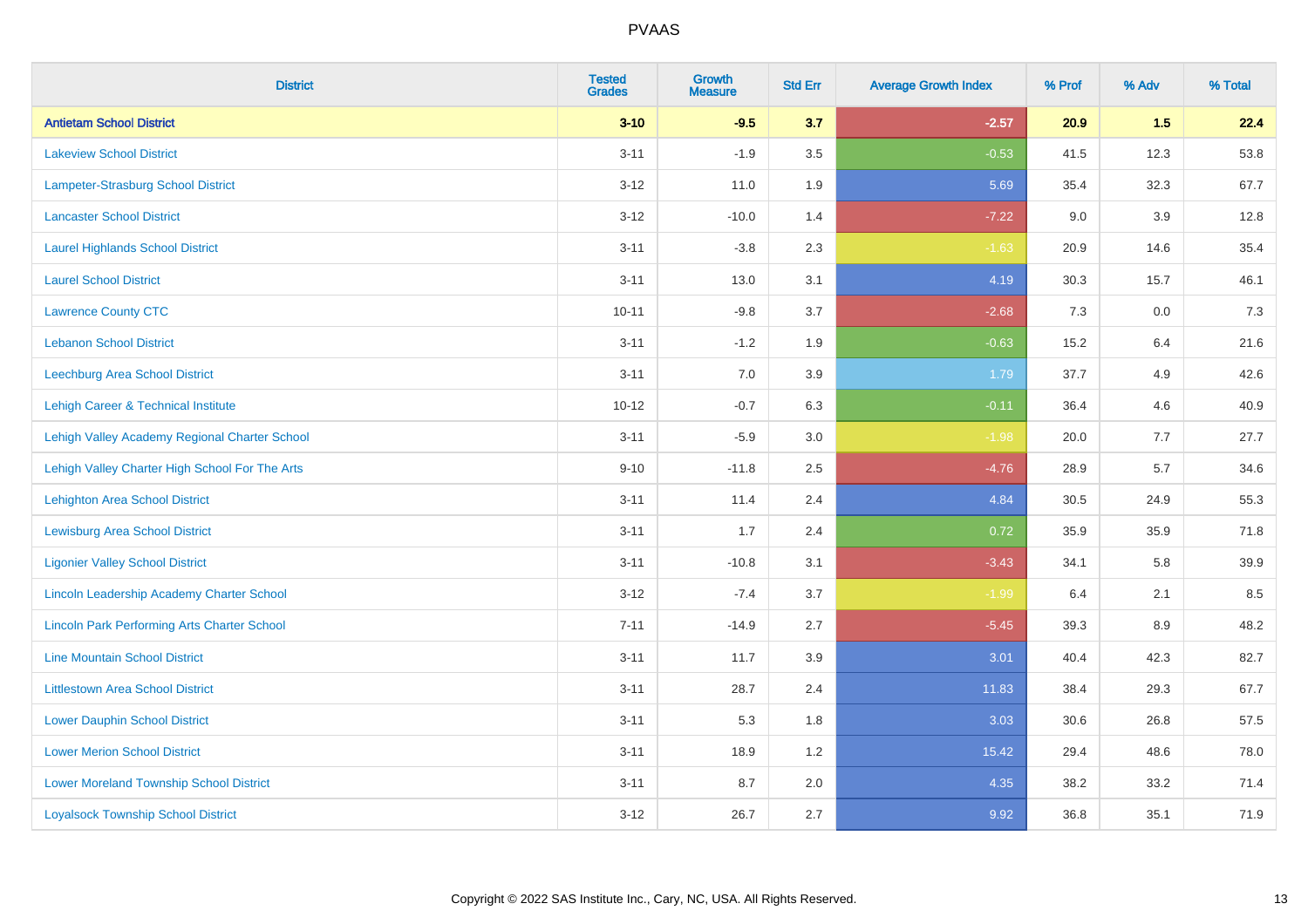PVAAS

| District | Tested Grades | Growth Measure | Std Err | Average Growth Index | % Prof | % Adv | % Total |
|---|---|---|---|---|---|---|---|
| **Antietam School District** | **3-10** | **-9.5** | **3.7** | **-2.57** | **20.9** | **1.5** | **22.4** |
| Lakeview School District | 3-11 | -1.9 | 3.5 | -0.53 | 41.5 | 12.3 | 53.8 |
| Lampeter-Strasburg School District | 3-12 | 11.0 | 1.9 | 5.69 | 35.4 | 32.3 | 67.7 |
| Lancaster School District | 3-12 | -10.0 | 1.4 | -7.22 | 9.0 | 3.9 | 12.8 |
| Laurel Highlands School District | 3-11 | -3.8 | 2.3 | -1.63 | 20.9 | 14.6 | 35.4 |
| Laurel School District | 3-11 | 13.0 | 3.1 | 4.19 | 30.3 | 15.7 | 46.1 |
| Lawrence County CTC | 10-11 | -9.8 | 3.7 | -2.68 | 7.3 | 0.0 | 7.3 |
| Lebanon School District | 3-11 | -1.2 | 1.9 | -0.63 | 15.2 | 6.4 | 21.6 |
| Leechburg Area School District | 3-11 | 7.0 | 3.9 | 1.79 | 37.7 | 4.9 | 42.6 |
| Lehigh Career & Technical Institute | 10-12 | -0.7 | 6.3 | -0.11 | 36.4 | 4.6 | 40.9 |
| Lehigh Valley Academy Regional Charter School | 3-11 | -5.9 | 3.0 | -1.98 | 20.0 | 7.7 | 27.7 |
| Lehigh Valley Charter High School For The Arts | 9-10 | -11.8 | 2.5 | -4.76 | 28.9 | 5.7 | 34.6 |
| Lehighton Area School District | 3-11 | 11.4 | 2.4 | 4.84 | 30.5 | 24.9 | 55.3 |
| Lewisburg Area School District | 3-11 | 1.7 | 2.4 | 0.72 | 35.9 | 35.9 | 71.8 |
| Ligonier Valley School District | 3-11 | -10.8 | 3.1 | -3.43 | 34.1 | 5.8 | 39.9 |
| Lincoln Leadership Academy Charter School | 3-12 | -7.4 | 3.7 | -1.99 | 6.4 | 2.1 | 8.5 |
| Lincoln Park Performing Arts Charter School | 7-11 | -14.9 | 2.7 | -5.45 | 39.3 | 8.9 | 48.2 |
| Line Mountain School District | 3-11 | 11.7 | 3.9 | 3.01 | 40.4 | 42.3 | 82.7 |
| Littlestown Area School District | 3-11 | 28.7 | 2.4 | 11.83 | 38.4 | 29.3 | 67.7 |
| Lower Dauphin School District | 3-11 | 5.3 | 1.8 | 3.03 | 30.6 | 26.8 | 57.5 |
| Lower Merion School District | 3-11 | 18.9 | 1.2 | 15.42 | 29.4 | 48.6 | 78.0 |
| Lower Moreland Township School District | 3-11 | 8.7 | 2.0 | 4.35 | 38.2 | 33.2 | 71.4 |
| Loyalsock Township School District | 3-12 | 26.7 | 2.7 | 9.92 | 36.8 | 35.1 | 71.9 |

Copyright © 2022 SAS Institute Inc., Cary, NC, USA. All Rights Reserved.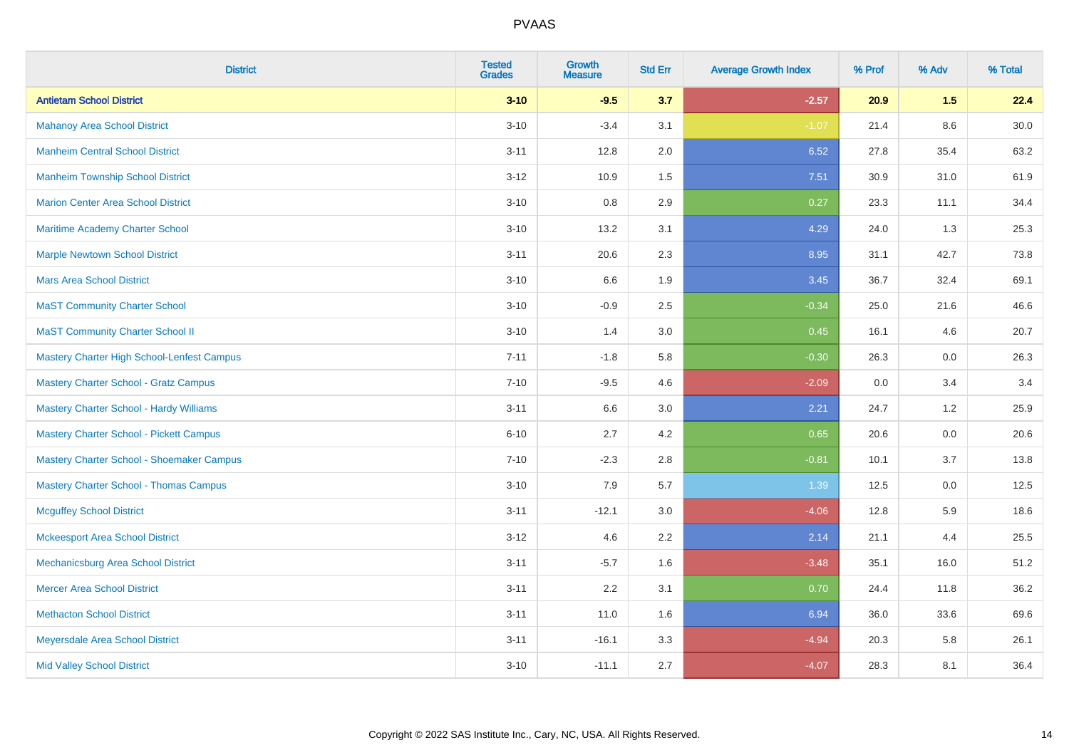PVAAS

| District | Tested Grades | Growth Measure | Std Err | Average Growth Index | % Prof | % Adv | % Total |
|---|---|---|---|---|---|---|---|
| **Antietam School District** | **3-10** | **-9.5** | **3.7** | **-2.57** | **20.9** | **1.5** | **22.4** |
| Mahanoy Area School District | 3-10 | -3.4 | 3.1 | -1.07 | 21.4 | 8.6 | 30.0 |
| Manheim Central School District | 3-11 | 12.8 | 2.0 | 6.52 | 27.8 | 35.4 | 63.2 |
| Manheim Township School District | 3-12 | 10.9 | 1.5 | 7.51 | 30.9 | 31.0 | 61.9 |
| Marion Center Area School District | 3-10 | 0.8 | 2.9 | 0.27 | 23.3 | 11.1 | 34.4 |
| Maritime Academy Charter School | 3-10 | 13.2 | 3.1 | 4.29 | 24.0 | 1.3 | 25.3 |
| Marple Newtown School District | 3-11 | 20.6 | 2.3 | 8.95 | 31.1 | 42.7 | 73.8 |
| Mars Area School District | 3-10 | 6.6 | 1.9 | 3.45 | 36.7 | 32.4 | 69.1 |
| MaST Community Charter School | 3-10 | -0.9 | 2.5 | -0.34 | 25.0 | 21.6 | 46.6 |
| MaST Community Charter School II | 3-10 | 1.4 | 3.0 | 0.45 | 16.1 | 4.6 | 20.7 |
| Mastery Charter High School-Lenfest Campus | 7-11 | -1.8 | 5.8 | -0.30 | 26.3 | 0.0 | 26.3 |
| Mastery Charter School - Gratz Campus | 7-10 | -9.5 | 4.6 | -2.09 | 0.0 | 3.4 | 3.4 |
| Mastery Charter School - Hardy Williams | 3-11 | 6.6 | 3.0 | 2.21 | 24.7 | 1.2 | 25.9 |
| Mastery Charter School - Pickett Campus | 6-10 | 2.7 | 4.2 | 0.65 | 20.6 | 0.0 | 20.6 |
| Mastery Charter School - Shoemaker Campus | 7-10 | -2.3 | 2.8 | -0.81 | 10.1 | 3.7 | 13.8 |
| Mastery Charter School - Thomas Campus | 3-10 | 7.9 | 5.7 | 1.39 | 12.5 | 0.0 | 12.5 |
| Mcguffey School District | 3-11 | -12.1 | 3.0 | -4.06 | 12.8 | 5.9 | 18.6 |
| Mckeesport Area School District | 3-12 | 4.6 | 2.2 | 2.14 | 21.1 | 4.4 | 25.5 |
| Mechanicsburg Area School District | 3-11 | -5.7 | 1.6 | -3.48 | 35.1 | 16.0 | 51.2 |
| Mercer Area School District | 3-11 | 2.2 | 3.1 | 0.70 | 24.4 | 11.8 | 36.2 |
| Methacton School District | 3-11 | 11.0 | 1.6 | 6.94 | 36.0 | 33.6 | 69.6 |
| Meyersdale Area School District | 3-11 | -16.1 | 3.3 | -4.94 | 20.3 | 5.8 | 26.1 |
| Mid Valley School District | 3-10 | -11.1 | 2.7 | -4.07 | 28.3 | 8.1 | 36.4 |

Copyright © 2022 SAS Institute Inc., Cary, NC, USA. All Rights Reserved.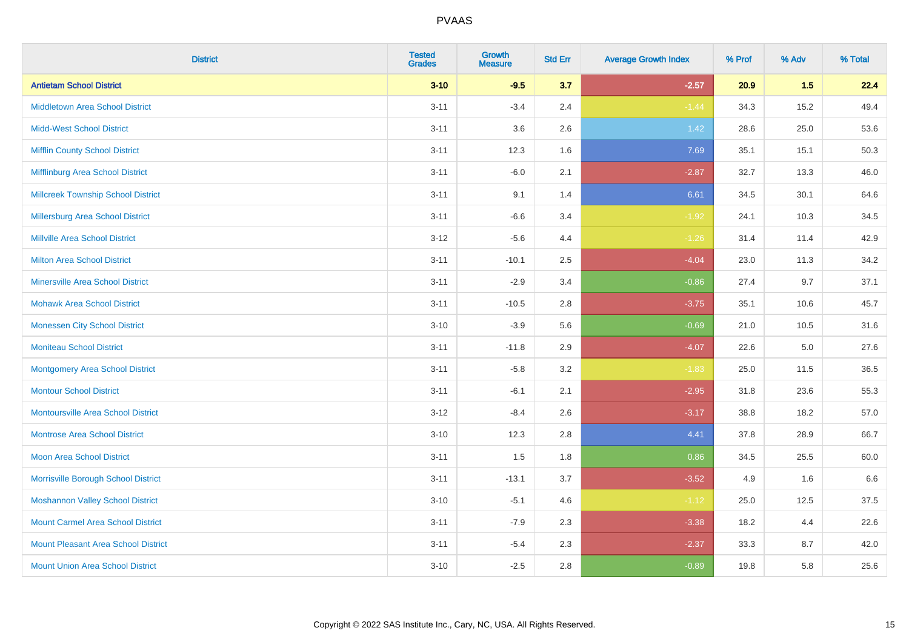# PVAAS

| District | Tested Grades | Growth Measure | Std Err | Average Growth Index | % Prof | % Adv | % Total |
|---|---|---|---|---|---|---|---|
| **Antietam School District** | **3-10** | **-9.5** | **3.7** | **-2.57** | **20.9** | **1.5** | **22.4** |
| Middletown Area School District | 3-11 | -3.4 | 2.4 | -1.44 | 34.3 | 15.2 | 49.4 |
| Midd-West School District | 3-11 | 3.6 | 2.6 | 1.42 | 28.6 | 25.0 | 53.6 |
| Mifflin County School District | 3-11 | 12.3 | 1.6 | 7.69 | 35.1 | 15.1 | 50.3 |
| Mifflinburg Area School District | 3-11 | -6.0 | 2.1 | -2.87 | 32.7 | 13.3 | 46.0 |
| Millcreek Township School District | 3-11 | 9.1 | 1.4 | 6.61 | 34.5 | 30.1 | 64.6 |
| Millersburg Area School District | 3-11 | -6.6 | 3.4 | -1.92 | 24.1 | 10.3 | 34.5 |
| Millville Area School District | 3-12 | -5.6 | 4.4 | -1.26 | 31.4 | 11.4 | 42.9 |
| Milton Area School District | 3-11 | -10.1 | 2.5 | -4.04 | 23.0 | 11.3 | 34.2 |
| Minersville Area School District | 3-11 | -2.9 | 3.4 | -0.86 | 27.4 | 9.7 | 37.1 |
| Mohawk Area School District | 3-11 | -10.5 | 2.8 | -3.75 | 35.1 | 10.6 | 45.7 |
| Monessen City School District | 3-10 | -3.9 | 5.6 | -0.69 | 21.0 | 10.5 | 31.6 |
| Moniteau School District | 3-11 | -11.8 | 2.9 | -4.07 | 22.6 | 5.0 | 27.6 |
| Montgomery Area School District | 3-11 | -5.8 | 3.2 | -1.83 | 25.0 | 11.5 | 36.5 |
| Montour School District | 3-11 | -6.1 | 2.1 | -2.95 | 31.8 | 23.6 | 55.3 |
| Montoursville Area School District | 3-12 | -8.4 | 2.6 | -3.17 | 38.8 | 18.2 | 57.0 |
| Montrose Area School District | 3-10 | 12.3 | 2.8 | 4.41 | 37.8 | 28.9 | 66.7 |
| Moon Area School District | 3-11 | 1.5 | 1.8 | 0.86 | 34.5 | 25.5 | 60.0 |
| Morrisville Borough School District | 3-11 | -13.1 | 3.7 | -3.52 | 4.9 | 1.6 | 6.6 |
| Moshannon Valley School District | 3-10 | -5.1 | 4.6 | -1.12 | 25.0 | 12.5 | 37.5 |
| Mount Carmel Area School District | 3-11 | -7.9 | 2.3 | -3.38 | 18.2 | 4.4 | 22.6 |
| Mount Pleasant Area School District | 3-11 | -5.4 | 2.3 | -2.37 | 33.3 | 8.7 | 42.0 |
| Mount Union Area School District | 3-10 | -2.5 | 2.8 | -0.89 | 19.8 | 5.8 | 25.6 |

Copyright © 2022 SAS Institute Inc., Cary, NC, USA. All Rights Reserved.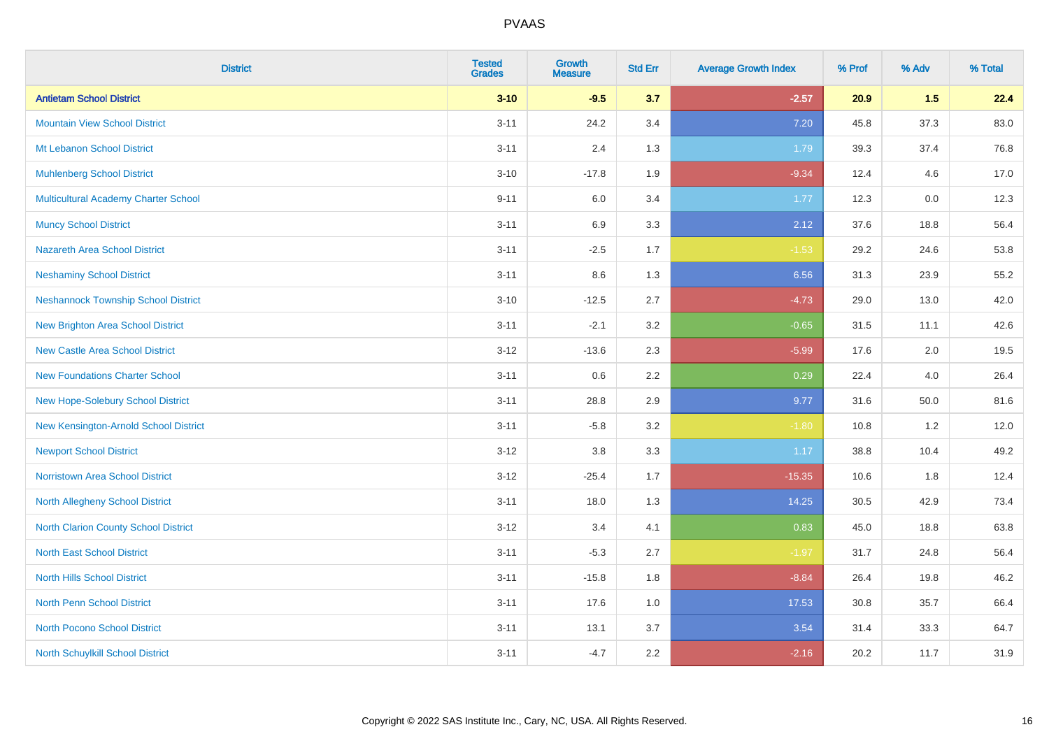PVAAS

| District | Tested Grades | Growth Measure | Std Err | Average Growth Index | % Prof | % Adv | % Total |
|---|---|---|---|---|---|---|---|
| **Antietam School District** | **3-10** | **-9.5** | **3.7** | **-2.57** | **20.9** | **1.5** | **22.4** |
| Mountain View School District | 3-11 | 24.2 | 3.4 | 7.20 | 45.8 | 37.3 | 83.0 |
| Mt Lebanon School District | 3-11 | 2.4 | 1.3 | 1.79 | 39.3 | 37.4 | 76.8 |
| Muhlenberg School District | 3-10 | -17.8 | 1.9 | -9.34 | 12.4 | 4.6 | 17.0 |
| Multicultural Academy Charter School | 9-11 | 6.0 | 3.4 | 1.77 | 12.3 | 0.0 | 12.3 |
| Muncy School District | 3-11 | 6.9 | 3.3 | 2.12 | 37.6 | 18.8 | 56.4 |
| Nazareth Area School District | 3-11 | -2.5 | 1.7 | -1.53 | 29.2 | 24.6 | 53.8 |
| Neshaminy School District | 3-11 | 8.6 | 1.3 | 6.56 | 31.3 | 23.9 | 55.2 |
| Neshannock Township School District | 3-10 | -12.5 | 2.7 | -4.73 | 29.0 | 13.0 | 42.0 |
| New Brighton Area School District | 3-11 | -2.1 | 3.2 | -0.65 | 31.5 | 11.1 | 42.6 |
| New Castle Area School District | 3-12 | -13.6 | 2.3 | -5.99 | 17.6 | 2.0 | 19.5 |
| New Foundations Charter School | 3-11 | 0.6 | 2.2 | 0.29 | 22.4 | 4.0 | 26.4 |
| New Hope-Solebury School District | 3-11 | 28.8 | 2.9 | 9.77 | 31.6 | 50.0 | 81.6 |
| New Kensington-Arnold School District | 3-11 | -5.8 | 3.2 | -1.80 | 10.8 | 1.2 | 12.0 |
| Newport School District | 3-12 | 3.8 | 3.3 | 1.17 | 38.8 | 10.4 | 49.2 |
| Norristown Area School District | 3-12 | -25.4 | 1.7 | -15.35 | 10.6 | 1.8 | 12.4 |
| North Allegheny School District | 3-11 | 18.0 | 1.3 | 14.25 | 30.5 | 42.9 | 73.4 |
| North Clarion County School District | 3-12 | 3.4 | 4.1 | 0.83 | 45.0 | 18.8 | 63.8 |
| North East School District | 3-11 | -5.3 | 2.7 | -1.97 | 31.7 | 24.8 | 56.4 |
| North Hills School District | 3-11 | -15.8 | 1.8 | -8.84 | 26.4 | 19.8 | 46.2 |
| North Penn School District | 3-11 | 17.6 | 1.0 | 17.53 | 30.8 | 35.7 | 66.4 |
| North Pocono School District | 3-11 | 13.1 | 3.7 | 3.54 | 31.4 | 33.3 | 64.7 |
| North Schuylkill School District | 3-11 | -4.7 | 2.2 | -2.16 | 20.2 | 11.7 | 31.9 |

Copyright © 2022 SAS Institute Inc., Cary, NC, USA. All Rights Reserved.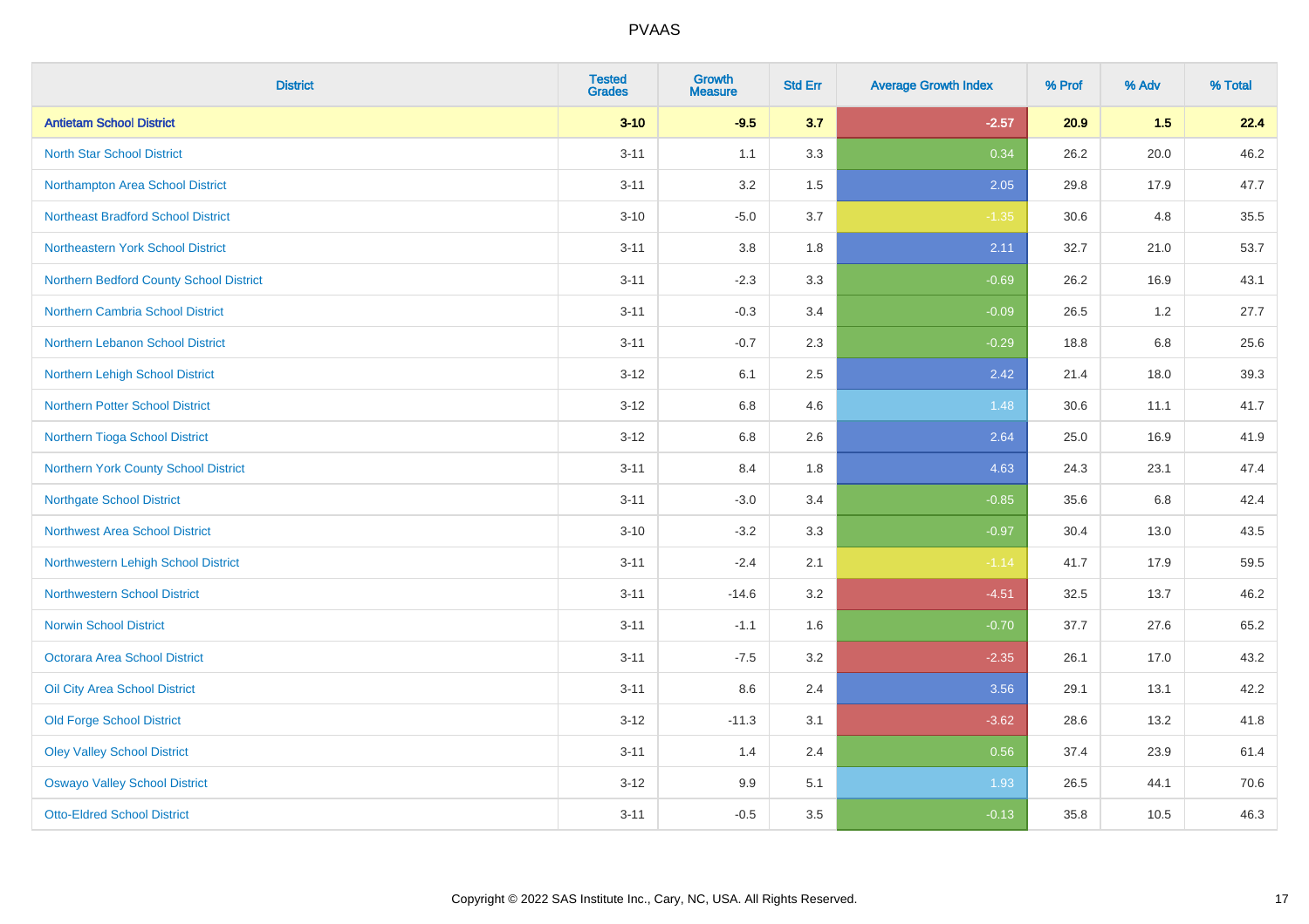# PVAAS

| District | Tested Grades | Growth Measure | Std Err | Average Growth Index | % Prof | % Adv | % Total |
|---|---|---|---|---|---|---|---|
| **Antietam School District** | **3-10** | **-9.5** | **3.7** | **-2.57** | **20.9** | **1.5** | **22.4** |
| North Star School District | 3-11 | 1.1 | 3.3 | 0.34 | 26.2 | 20.0 | 46.2 |
| Northampton Area School District | 3-11 | 3.2 | 1.5 | 2.05 | 29.8 | 17.9 | 47.7 |
| Northeast Bradford School District | 3-10 | -5.0 | 3.7 | -1.35 | 30.6 | 4.8 | 35.5 |
| Northeastern York School District | 3-11 | 3.8 | 1.8 | 2.11 | 32.7 | 21.0 | 53.7 |
| Northern Bedford County School District | 3-11 | -2.3 | 3.3 | -0.69 | 26.2 | 16.9 | 43.1 |
| Northern Cambria School District | 3-11 | -0.3 | 3.4 | -0.09 | 26.5 | 1.2 | 27.7 |
| Northern Lebanon School District | 3-11 | -0.7 | 2.3 | -0.29 | 18.8 | 6.8 | 25.6 |
| Northern Lehigh School District | 3-12 | 6.1 | 2.5 | 2.42 | 21.4 | 18.0 | 39.3 |
| Northern Potter School District | 3-12 | 6.8 | 4.6 | 1.48 | 30.6 | 11.1 | 41.7 |
| Northern Tioga School District | 3-12 | 6.8 | 2.6 | 2.64 | 25.0 | 16.9 | 41.9 |
| Northern York County School District | 3-11 | 8.4 | 1.8 | 4.63 | 24.3 | 23.1 | 47.4 |
| Northgate School District | 3-11 | -3.0 | 3.4 | -0.85 | 35.6 | 6.8 | 42.4 |
| Northwest Area School District | 3-10 | -3.2 | 3.3 | -0.97 | 30.4 | 13.0 | 43.5 |
| Northwestern Lehigh School District | 3-11 | -2.4 | 2.1 | -1.14 | 41.7 | 17.9 | 59.5 |
| Northwestern School District | 3-11 | -14.6 | 3.2 | -4.51 | 32.5 | 13.7 | 46.2 |
| Norwin School District | 3-11 | -1.1 | 1.6 | -0.70 | 37.7 | 27.6 | 65.2 |
| Octorara Area School District | 3-11 | -7.5 | 3.2 | -2.35 | 26.1 | 17.0 | 43.2 |
| Oil City Area School District | 3-11 | 8.6 | 2.4 | 3.56 | 29.1 | 13.1 | 42.2 |
| Old Forge School District | 3-12 | -11.3 | 3.1 | -3.62 | 28.6 | 13.2 | 41.8 |
| Oley Valley School District | 3-11 | 1.4 | 2.4 | 0.56 | 37.4 | 23.9 | 61.4 |
| Oswayo Valley School District | 3-12 | 9.9 | 5.1 | 1.93 | 26.5 | 44.1 | 70.6 |
| Otto-Eldred School District | 3-11 | -0.5 | 3.5 | -0.13 | 35.8 | 10.5 | 46.3 |

Copyright © 2022 SAS Institute Inc., Cary, NC, USA. All Rights Reserved.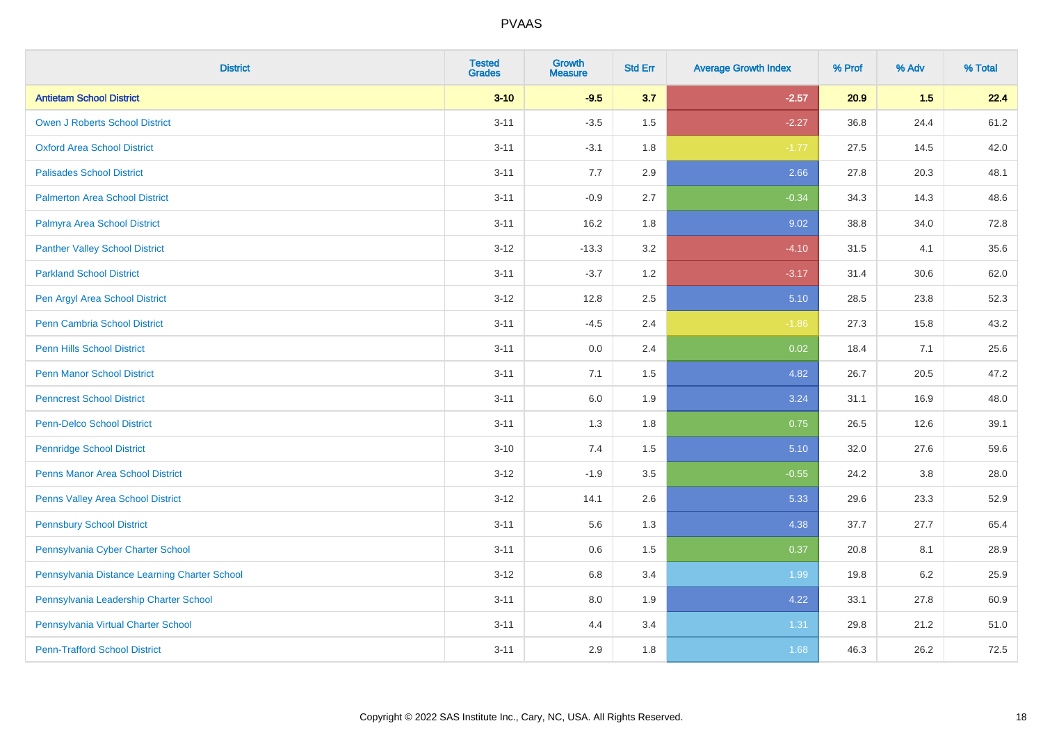# PVAAS

| District | Tested Grades | Growth Measure | Std Err | Average Growth Index | % Prof | % Adv | % Total |
|---|---|---|---|---|---|---|---|
| **Antietam School District** | **3-10** | **-9.5** | **3.7** | **-2.57** | **20.9** | **1.5** | **22.4** |
| Owen J Roberts School District | 3-11 | -3.5 | 1.5 | -2.27 | 36.8 | 24.4 | 61.2 |
| Oxford Area School District | 3-11 | -3.1 | 1.8 | -1.77 | 27.5 | 14.5 | 42.0 |
| Palisades School District | 3-11 | 7.7 | 2.9 | 2.66 | 27.8 | 20.3 | 48.1 |
| Palmerton Area School District | 3-11 | -0.9 | 2.7 | -0.34 | 34.3 | 14.3 | 48.6 |
| Palmyra Area School District | 3-11 | 16.2 | 1.8 | 9.02 | 38.8 | 34.0 | 72.8 |
| Panther Valley School District | 3-12 | -13.3 | 3.2 | -4.10 | 31.5 | 4.1 | 35.6 |
| Parkland School District | 3-11 | -3.7 | 1.2 | -3.17 | 31.4 | 30.6 | 62.0 |
| Pen Argyl Area School District | 3-12 | 12.8 | 2.5 | 5.10 | 28.5 | 23.8 | 52.3 |
| Penn Cambria School District | 3-11 | -4.5 | 2.4 | -1.86 | 27.3 | 15.8 | 43.2 |
| Penn Hills School District | 3-11 | 0.0 | 2.4 | 0.02 | 18.4 | 7.1 | 25.6 |
| Penn Manor School District | 3-11 | 7.1 | 1.5 | 4.82 | 26.7 | 20.5 | 47.2 |
| Penncrest School District | 3-11 | 6.0 | 1.9 | 3.24 | 31.1 | 16.9 | 48.0 |
| Penn-Delco School District | 3-11 | 1.3 | 1.8 | 0.75 | 26.5 | 12.6 | 39.1 |
| Pennridge School District | 3-10 | 7.4 | 1.5 | 5.10 | 32.0 | 27.6 | 59.6 |
| Penns Manor Area School District | 3-12 | -1.9 | 3.5 | -0.55 | 24.2 | 3.8 | 28.0 |
| Penns Valley Area School District | 3-12 | 14.1 | 2.6 | 5.33 | 29.6 | 23.3 | 52.9 |
| Pennsbury School District | 3-11 | 5.6 | 1.3 | 4.38 | 37.7 | 27.7 | 65.4 |
| Pennsylvania Cyber Charter School | 3-11 | 0.6 | 1.5 | 0.37 | 20.8 | 8.1 | 28.9 |
| Pennsylvania Distance Learning Charter School | 3-12 | 6.8 | 3.4 | 1.99 | 19.8 | 6.2 | 25.9 |
| Pennsylvania Leadership Charter School | 3-11 | 8.0 | 1.9 | 4.22 | 33.1 | 27.8 | 60.9 |
| Pennsylvania Virtual Charter School | 3-11 | 4.4 | 3.4 | 1.31 | 29.8 | 21.2 | 51.0 |
| Penn-Trafford School District | 3-11 | 2.9 | 1.8 | 1.68 | 46.3 | 26.2 | 72.5 |

Copyright © 2022 SAS Institute Inc., Cary, NC, USA. All Rights Reserved.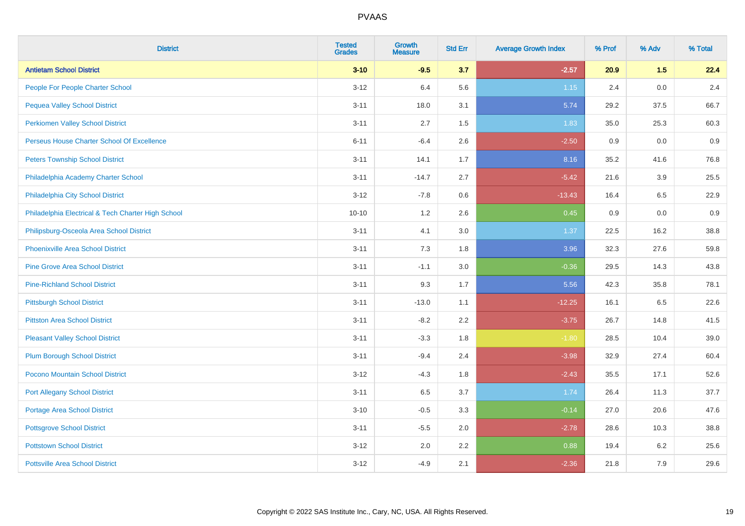# PVAAS

| District | Tested Grades | Growth Measure | Std Err | Average Growth Index | % Prof | % Adv | % Total |
|---|---|---|---|---|---|---|---|
| **Antietam School District** | **3-10** | **-9.5** | **3.7** | **-2.57** | **20.9** | **1.5** | **22.4** |
| People For People Charter School | 3-12 | 6.4 | 5.6 | 1.15 | 2.4 | 0.0 | 2.4 |
| Pequea Valley School District | 3-11 | 18.0 | 3.1 | 5.74 | 29.2 | 37.5 | 66.7 |
| Perkiomen Valley School District | 3-11 | 2.7 | 1.5 | 1.83 | 35.0 | 25.3 | 60.3 |
| Perseus House Charter School Of Excellence | 6-11 | -6.4 | 2.6 | -2.50 | 0.9 | 0.0 | 0.9 |
| Peters Township School District | 3-11 | 14.1 | 1.7 | 8.16 | 35.2 | 41.6 | 76.8 |
| Philadelphia Academy Charter School | 3-11 | -14.7 | 2.7 | -5.42 | 21.6 | 3.9 | 25.5 |
| Philadelphia City School District | 3-12 | -7.8 | 0.6 | -13.43 | 16.4 | 6.5 | 22.9 |
| Philadelphia Electrical & Tech Charter High School | 10-10 | 1.2 | 2.6 | 0.45 | 0.9 | 0.0 | 0.9 |
| Philipsburg-Osceola Area School District | 3-11 | 4.1 | 3.0 | 1.37 | 22.5 | 16.2 | 38.8 |
| Phoenixville Area School District | 3-11 | 7.3 | 1.8 | 3.96 | 32.3 | 27.6 | 59.8 |
| Pine Grove Area School District | 3-11 | -1.1 | 3.0 | -0.36 | 29.5 | 14.3 | 43.8 |
| Pine-Richland School District | 3-11 | 9.3 | 1.7 | 5.56 | 42.3 | 35.8 | 78.1 |
| Pittsburgh School District | 3-11 | -13.0 | 1.1 | -12.25 | 16.1 | 6.5 | 22.6 |
| Pittston Area School District | 3-11 | -8.2 | 2.2 | -3.75 | 26.7 | 14.8 | 41.5 |
| Pleasant Valley School District | 3-11 | -3.3 | 1.8 | -1.80 | 28.5 | 10.4 | 39.0 |
| Plum Borough School District | 3-11 | -9.4 | 2.4 | -3.98 | 32.9 | 27.4 | 60.4 |
| Pocono Mountain School District | 3-12 | -4.3 | 1.8 | -2.43 | 35.5 | 17.1 | 52.6 |
| Port Allegany School District | 3-11 | 6.5 | 3.7 | 1.74 | 26.4 | 11.3 | 37.7 |
| Portage Area School District | 3-10 | -0.5 | 3.3 | -0.14 | 27.0 | 20.6 | 47.6 |
| Pottsgrove School District | 3-11 | -5.5 | 2.0 | -2.78 | 28.6 | 10.3 | 38.8 |
| Pottstown School District | 3-12 | 2.0 | 2.2 | 0.88 | 19.4 | 6.2 | 25.6 |
| Pottsville Area School District | 3-12 | -4.9 | 2.1 | -2.36 | 21.8 | 7.9 | 29.6 |

Copyright © 2022 SAS Institute Inc., Cary, NC, USA. All Rights Reserved.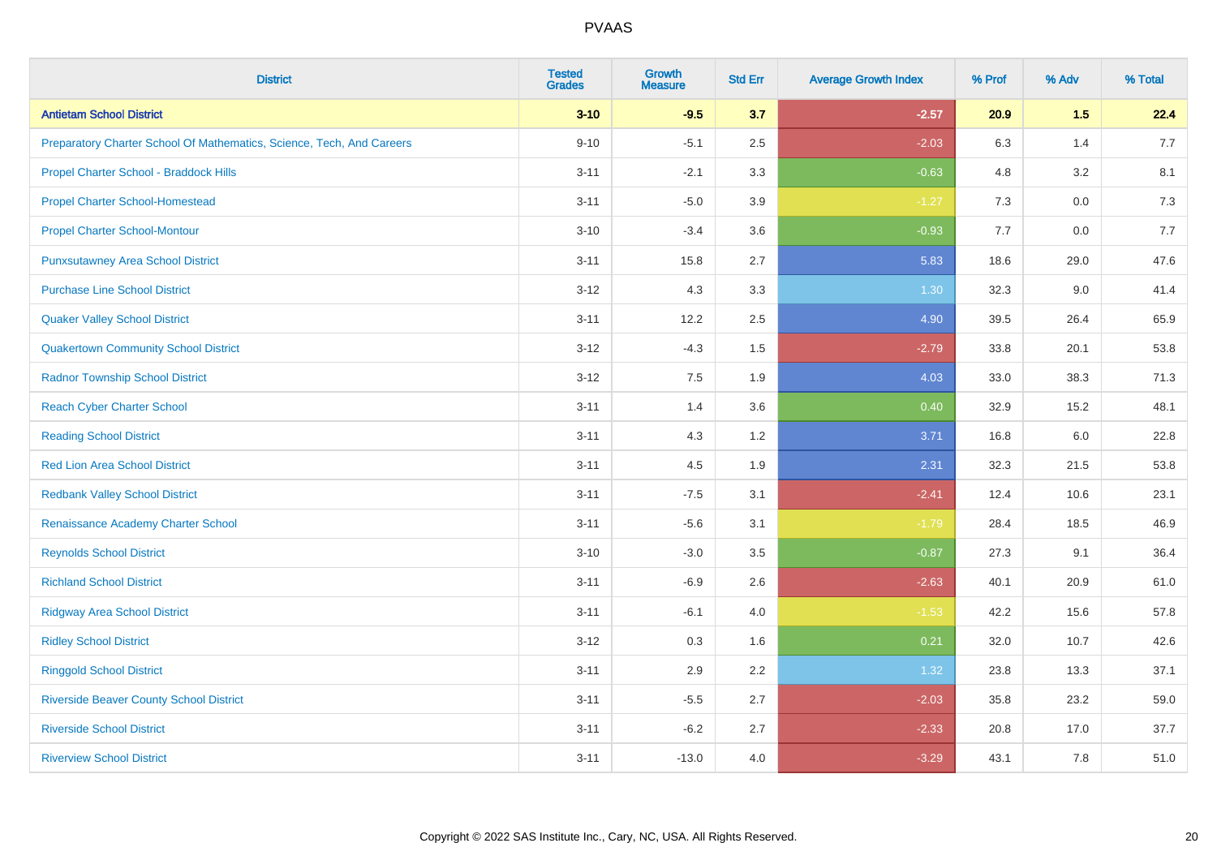| District | Tested Grades | Growth Measure | Std Err | Average Growth Index | % Prof | % Adv | % Total |
|---|---|---|---|---|---|---|---|
| **Antietam School District** | **3-10** | **-9.5** | **3.7** | **-2.57** | **20.9** | **1.5** | **22.4** |
| Preparatory Charter School Of Mathematics, Science, Tech, And Careers | 9-10 | -5.1 | 2.5 | -2.03 | 6.3 | 1.4 | 7.7 |
| Propel Charter School - Braddock Hills | 3-11 | -2.1 | 3.3 | -0.63 | 4.8 | 3.2 | 8.1 |
| Propel Charter School-Homestead | 3-11 | -5.0 | 3.9 | -1.27 | 7.3 | 0.0 | 7.3 |
| Propel Charter School-Montour | 3-10 | -3.4 | 3.6 | -0.93 | 7.7 | 0.0 | 7.7 |
| Punxsutawney Area School District | 3-11 | 15.8 | 2.7 | 5.83 | 18.6 | 29.0 | 47.6 |
| Purchase Line School District | 3-12 | 4.3 | 3.3 | 1.30 | 32.3 | 9.0 | 41.4 |
| Quaker Valley School District | 3-11 | 12.2 | 2.5 | 4.90 | 39.5 | 26.4 | 65.9 |
| Quakertown Community School District | 3-12 | -4.3 | 1.5 | -2.79 | 33.8 | 20.1 | 53.8 |
| Radnor Township School District | 3-12 | 7.5 | 1.9 | 4.03 | 33.0 | 38.3 | 71.3 |
| Reach Cyber Charter School | 3-11 | 1.4 | 3.6 | 0.40 | 32.9 | 15.2 | 48.1 |
| Reading School District | 3-11 | 4.3 | 1.2 | 3.71 | 16.8 | 6.0 | 22.8 |
| Red Lion Area School District | 3-11 | 4.5 | 1.9 | 2.31 | 32.3 | 21.5 | 53.8 |
| Redbank Valley School District | 3-11 | -7.5 | 3.1 | -2.41 | 12.4 | 10.6 | 23.1 |
| Renaissance Academy Charter School | 3-11 | -5.6 | 3.1 | -1.79 | 28.4 | 18.5 | 46.9 |
| Reynolds School District | 3-10 | -3.0 | 3.5 | -0.87 | 27.3 | 9.1 | 36.4 |
| Richland School District | 3-11 | -6.9 | 2.6 | -2.63 | 40.1 | 20.9 | 61.0 |
| Ridgway Area School District | 3-11 | -6.1 | 4.0 | -1.53 | 42.2 | 15.6 | 57.8 |
| Ridley School District | 3-12 | 0.3 | 1.6 | 0.21 | 32.0 | 10.7 | 42.6 |
| Ringgold School District | 3-11 | 2.9 | 2.2 | 1.32 | 23.8 | 13.3 | 37.1 |
| Riverside Beaver County School District | 3-11 | -5.5 | 2.7 | -2.03 | 35.8 | 23.2 | 59.0 |
| Riverside School District | 3-11 | -6.2 | 2.7 | -2.33 | 20.8 | 17.0 | 37.7 |
| Riverview School District | 3-11 | -13.0 | 4.0 | -3.29 | 43.1 | 7.8 | 51.0 |

Copyright © 2022 SAS Institute Inc., Cary, NC, USA. All Rights Reserved.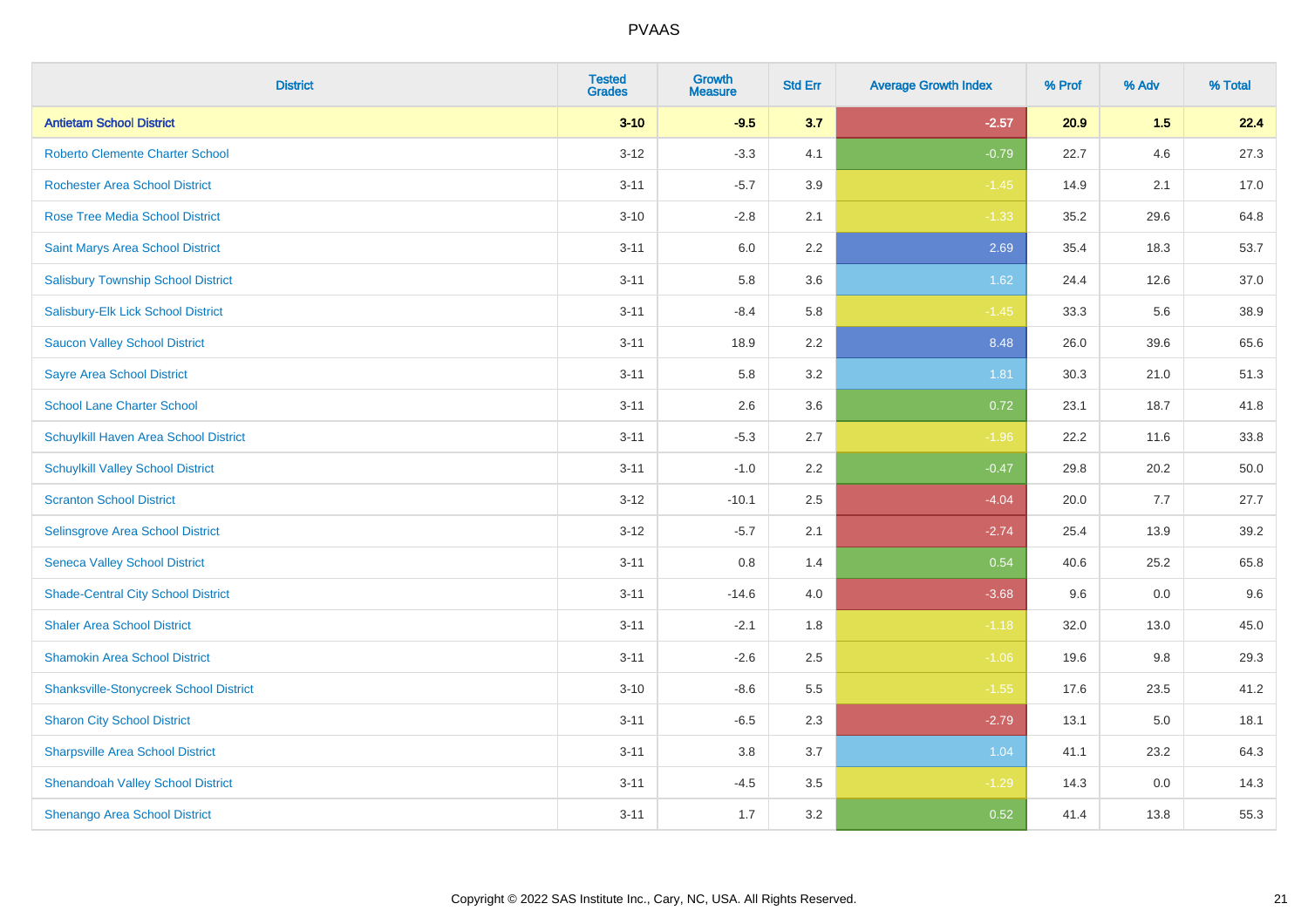# PVAAS

| District | Tested Grades | Growth Measure | Std Err | Average Growth Index | % Prof | % Adv | % Total |
|---|---|---|---|---|---|---|---|
| **Antietam School District** | **3-10** | **-9.5** | **3.7** | **-2.57** | **20.9** | **1.5** | **22.4** |
| Roberto Clemente Charter School | 3-12 | -3.3 | 4.1 | -0.79 | 22.7 | 4.6 | 27.3 |
| Rochester Area School District | 3-11 | -5.7 | 3.9 | -1.45 | 14.9 | 2.1 | 17.0 |
| Rose Tree Media School District | 3-10 | -2.8 | 2.1 | -1.33 | 35.2 | 29.6 | 64.8 |
| Saint Marys Area School District | 3-11 | 6.0 | 2.2 | 2.69 | 35.4 | 18.3 | 53.7 |
| Salisbury Township School District | 3-11 | 5.8 | 3.6 | 1.62 | 24.4 | 12.6 | 37.0 |
| Salisbury-Elk Lick School District | 3-11 | -8.4 | 5.8 | -1.45 | 33.3 | 5.6 | 38.9 |
| Saucon Valley School District | 3-11 | 18.9 | 2.2 | 8.48 | 26.0 | 39.6 | 65.6 |
| Sayre Area School District | 3-11 | 5.8 | 3.2 | 1.81 | 30.3 | 21.0 | 51.3 |
| School Lane Charter School | 3-11 | 2.6 | 3.6 | 0.72 | 23.1 | 18.7 | 41.8 |
| Schuylkill Haven Area School District | 3-11 | -5.3 | 2.7 | -1.96 | 22.2 | 11.6 | 33.8 |
| Schuylkill Valley School District | 3-11 | -1.0 | 2.2 | -0.47 | 29.8 | 20.2 | 50.0 |
| Scranton School District | 3-12 | -10.1 | 2.5 | -4.04 | 20.0 | 7.7 | 27.7 |
| Selinsgrove Area School District | 3-12 | -5.7 | 2.1 | -2.74 | 25.4 | 13.9 | 39.2 |
| Seneca Valley School District | 3-11 | 0.8 | 1.4 | 0.54 | 40.6 | 25.2 | 65.8 |
| Shade-Central City School District | 3-11 | -14.6 | 4.0 | -3.68 | 9.6 | 0.0 | 9.6 |
| Shaler Area School District | 3-11 | -2.1 | 1.8 | -1.18 | 32.0 | 13.0 | 45.0 |
| Shamokin Area School District | 3-11 | -2.6 | 2.5 | -1.06 | 19.6 | 9.8 | 29.3 |
| Shanksville-Stonycreek School District | 3-10 | -8.6 | 5.5 | -1.55 | 17.6 | 23.5 | 41.2 |
| Sharon City School District | 3-11 | -6.5 | 2.3 | -2.79 | 13.1 | 5.0 | 18.1 |
| Sharpsville Area School District | 3-11 | 3.8 | 3.7 | 1.04 | 41.1 | 23.2 | 64.3 |
| Shenandoah Valley School District | 3-11 | -4.5 | 3.5 | -1.29 | 14.3 | 0.0 | 14.3 |
| Shenango Area School District | 3-11 | 1.7 | 3.2 | 0.52 | 41.4 | 13.8 | 55.3 |

Copyright © 2022 SAS Institute Inc., Cary, NC, USA. All Rights Reserved.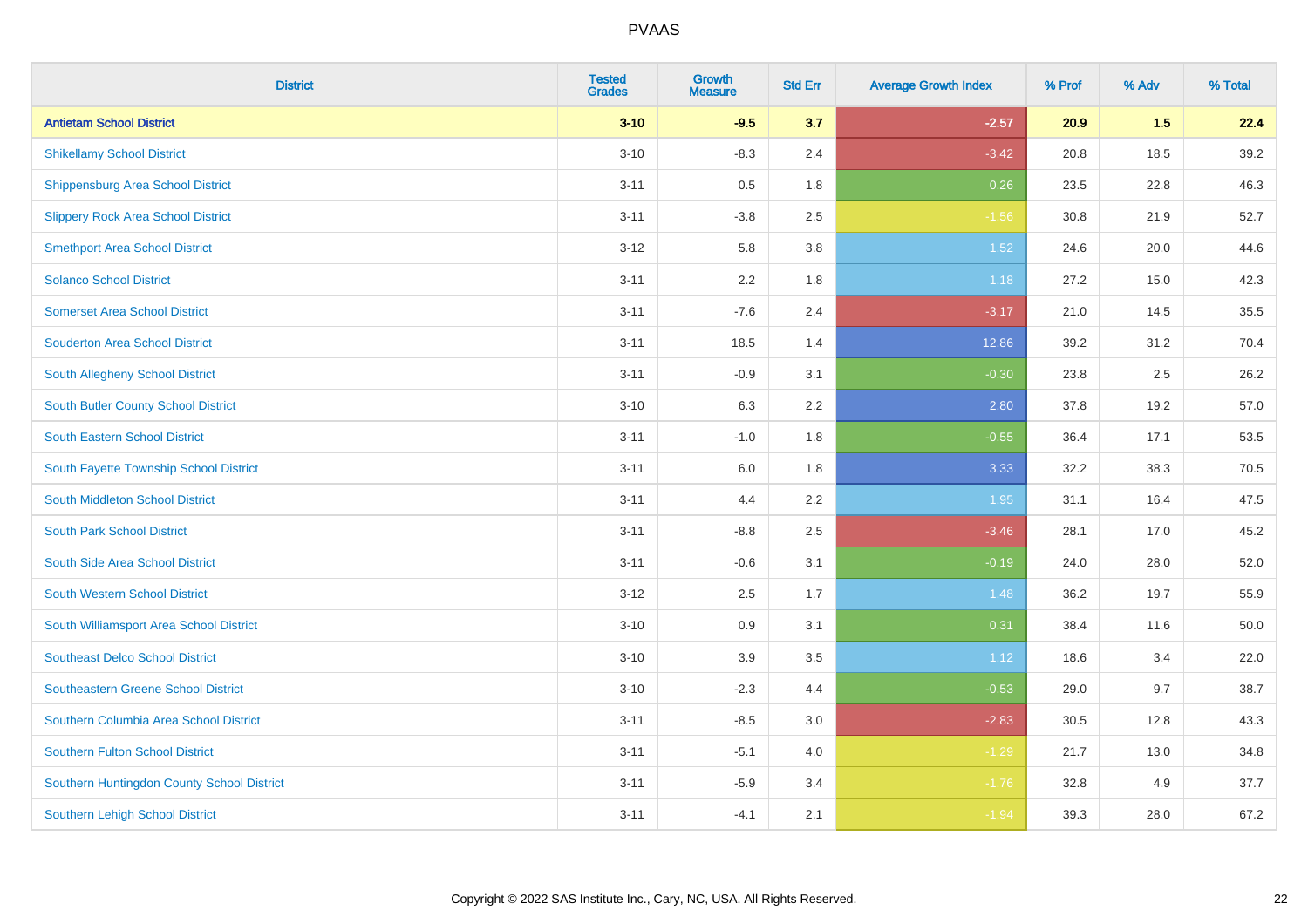PVAAS

| District | Tested Grades | Growth Measure | Std Err | Average Growth Index | % Prof | % Adv | % Total |
|---|---|---|---|---|---|---|---|
| **Antietam School District** | **3-10** | **-9.5** | **3.7** | **-2.57** | **20.9** | **1.5** | **22.4** |
| Shikellamy School District | 3-10 | -8.3 | 2.4 | -3.42 | 20.8 | 18.5 | 39.2 |
| Shippensburg Area School District | 3-11 | 0.5 | 1.8 | 0.26 | 23.5 | 22.8 | 46.3 |
| Slippery Rock Area School District | 3-11 | -3.8 | 2.5 | -1.56 | 30.8 | 21.9 | 52.7 |
| Smethport Area School District | 3-12 | 5.8 | 3.8 | 1.52 | 24.6 | 20.0 | 44.6 |
| Solanco School District | 3-11 | 2.2 | 1.8 | 1.18 | 27.2 | 15.0 | 42.3 |
| Somerset Area School District | 3-11 | -7.6 | 2.4 | -3.17 | 21.0 | 14.5 | 35.5 |
| Souderton Area School District | 3-11 | 18.5 | 1.4 | 12.86 | 39.2 | 31.2 | 70.4 |
| South Allegheny School District | 3-11 | -0.9 | 3.1 | -0.30 | 23.8 | 2.5 | 26.2 |
| South Butler County School District | 3-10 | 6.3 | 2.2 | 2.80 | 37.8 | 19.2 | 57.0 |
| South Eastern School District | 3-11 | -1.0 | 1.8 | -0.55 | 36.4 | 17.1 | 53.5 |
| South Fayette Township School District | 3-11 | 6.0 | 1.8 | 3.33 | 32.2 | 38.3 | 70.5 |
| South Middleton School District | 3-11 | 4.4 | 2.2 | 1.95 | 31.1 | 16.4 | 47.5 |
| South Park School District | 3-11 | -8.8 | 2.5 | -3.46 | 28.1 | 17.0 | 45.2 |
| South Side Area School District | 3-11 | -0.6 | 3.1 | -0.19 | 24.0 | 28.0 | 52.0 |
| South Western School District | 3-12 | 2.5 | 1.7 | 1.48 | 36.2 | 19.7 | 55.9 |
| South Williamsport Area School District | 3-10 | 0.9 | 3.1 | 0.31 | 38.4 | 11.6 | 50.0 |
| Southeast Delco School District | 3-10 | 3.9 | 3.5 | 1.12 | 18.6 | 3.4 | 22.0 |
| Southeastern Greene School District | 3-10 | -2.3 | 4.4 | -0.53 | 29.0 | 9.7 | 38.7 |
| Southern Columbia Area School District | 3-11 | -8.5 | 3.0 | -2.83 | 30.5 | 12.8 | 43.3 |
| Southern Fulton School District | 3-11 | -5.1 | 4.0 | -1.29 | 21.7 | 13.0 | 34.8 |
| Southern Huntingdon County School District | 3-11 | -5.9 | 3.4 | -1.76 | 32.8 | 4.9 | 37.7 |
| Southern Lehigh School District | 3-11 | -4.1 | 2.1 | -1.94 | 39.3 | 28.0 | 67.2 |

Copyright © 2022 SAS Institute Inc., Cary, NC, USA. All Rights Reserved.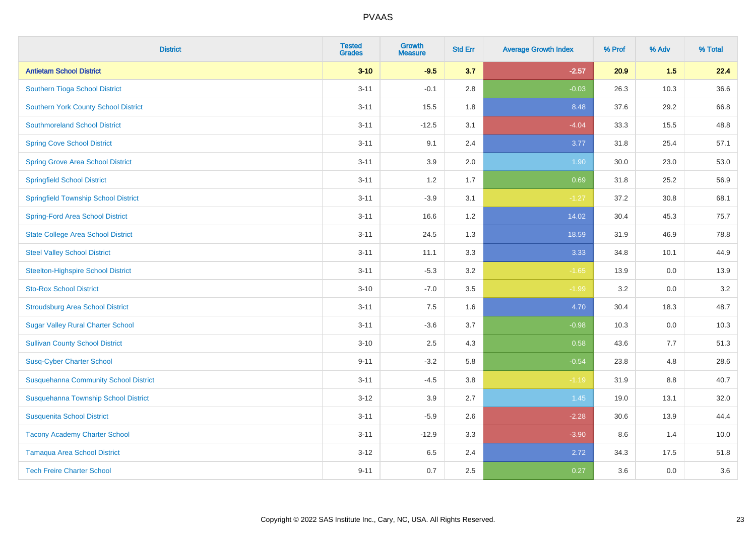| District | Tested Grades | Growth Measure | Std Err | Average Growth Index | % Prof | % Adv | % Total |
|---|---|---|---|---|---|---|---|
| **Antietam School District** | **3-10** | **-9.5** | **3.7** | **-2.57** | **20.9** | **1.5** | **22.4** |
| Southern Tioga School District | 3-11 | -0.1 | 2.8 | -0.03 | 26.3 | 10.3 | 36.6 |
| Southern York County School District | 3-11 | 15.5 | 1.8 | 8.48 | 37.6 | 29.2 | 66.8 |
| Southmoreland School District | 3-11 | -12.5 | 3.1 | -4.04 | 33.3 | 15.5 | 48.8 |
| Spring Cove School District | 3-11 | 9.1 | 2.4 | 3.77 | 31.8 | 25.4 | 57.1 |
| Spring Grove Area School District | 3-11 | 3.9 | 2.0 | 1.90 | 30.0 | 23.0 | 53.0 |
| Springfield School District | 3-11 | 1.2 | 1.7 | 0.69 | 31.8 | 25.2 | 56.9 |
| Springfield Township School District | 3-11 | -3.9 | 3.1 | -1.27 | 37.2 | 30.8 | 68.1 |
| Spring-Ford Area School District | 3-11 | 16.6 | 1.2 | 14.02 | 30.4 | 45.3 | 75.7 |
| State College Area School District | 3-11 | 24.5 | 1.3 | 18.59 | 31.9 | 46.9 | 78.8 |
| Steel Valley School District | 3-11 | 11.1 | 3.3 | 3.33 | 34.8 | 10.1 | 44.9 |
| Steelton-Highspire School District | 3-11 | -5.3 | 3.2 | -1.65 | 13.9 | 0.0 | 13.9 |
| Sto-Rox School District | 3-10 | -7.0 | 3.5 | -1.99 | 3.2 | 0.0 | 3.2 |
| Stroudsburg Area School District | 3-11 | 7.5 | 1.6 | 4.70 | 30.4 | 18.3 | 48.7 |
| Sugar Valley Rural Charter School | 3-11 | -3.6 | 3.7 | -0.98 | 10.3 | 0.0 | 10.3 |
| Sullivan County School District | 3-10 | 2.5 | 4.3 | 0.58 | 43.6 | 7.7 | 51.3 |
| Susq-Cyber Charter School | 9-11 | -3.2 | 5.8 | -0.54 | 23.8 | 4.8 | 28.6 |
| Susquehanna Community School District | 3-11 | -4.5 | 3.8 | -1.19 | 31.9 | 8.8 | 40.7 |
| Susquehanna Township School District | 3-12 | 3.9 | 2.7 | 1.45 | 19.0 | 13.1 | 32.0 |
| Susquenita School District | 3-11 | -5.9 | 2.6 | -2.28 | 30.6 | 13.9 | 44.4 |
| Tacony Academy Charter School | 3-11 | -12.9 | 3.3 | -3.90 | 8.6 | 1.4 | 10.0 |
| Tamaqua Area School District | 3-12 | 6.5 | 2.4 | 2.72 | 34.3 | 17.5 | 51.8 |
| Tech Freire Charter School | 9-11 | 0.7 | 2.5 | 0.27 | 3.6 | 0.0 | 3.6 |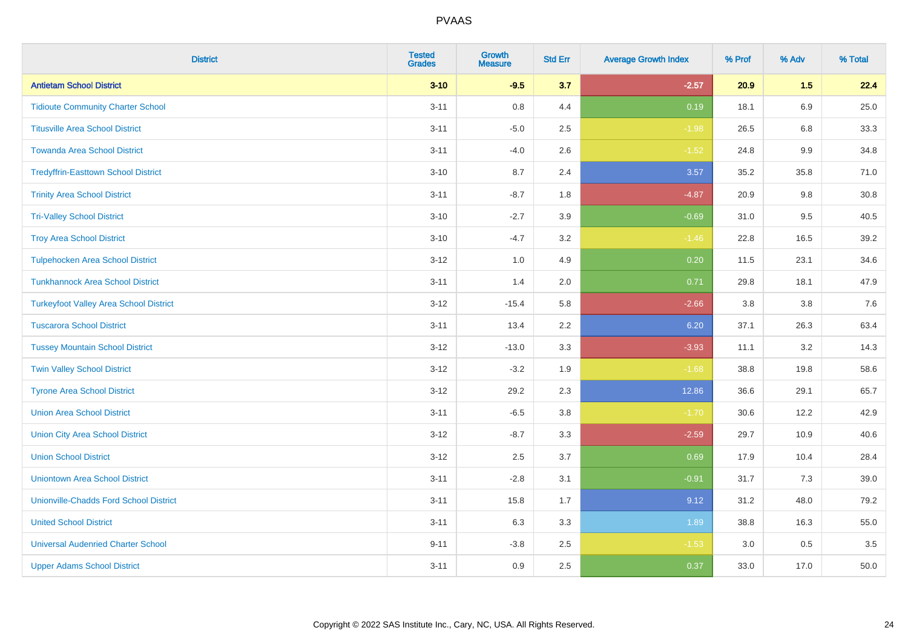# PVAAS

| District | Tested Grades | Growth Measure | Std Err | Average Growth Index | % Prof | % Adv | % Total |
|---|---|---|---|---|---|---|---|
| **Antietam School District** | **3-10** | **-9.5** | **3.7** | **-2.57** | **20.9** | **1.5** | **22.4** |
| Tidioute Community Charter School | 3-11 | 0.8 | 4.4 | 0.19 | 18.1 | 6.9 | 25.0 |
| Titusville Area School District | 3-11 | -5.0 | 2.5 | -1.98 | 26.5 | 6.8 | 33.3 |
| Towanda Area School District | 3-11 | -4.0 | 2.6 | -1.52 | 24.8 | 9.9 | 34.8 |
| Tredyffrin-Easttown School District | 3-10 | 8.7 | 2.4 | 3.57 | 35.2 | 35.8 | 71.0 |
| Trinity Area School District | 3-11 | -8.7 | 1.8 | -4.87 | 20.9 | 9.8 | 30.8 |
| Tri-Valley School District | 3-10 | -2.7 | 3.9 | -0.69 | 31.0 | 9.5 | 40.5 |
| Troy Area School District | 3-10 | -4.7 | 3.2 | -1.46 | 22.8 | 16.5 | 39.2 |
| Tulpehocken Area School District | 3-12 | 1.0 | 4.9 | 0.20 | 11.5 | 23.1 | 34.6 |
| Tunkhannock Area School District | 3-11 | 1.4 | 2.0 | 0.71 | 29.8 | 18.1 | 47.9 |
| Turkeyfoot Valley Area School District | 3-12 | -15.4 | 5.8 | -2.66 | 3.8 | 3.8 | 7.6 |
| Tuscarora School District | 3-11 | 13.4 | 2.2 | 6.20 | 37.1 | 26.3 | 63.4 |
| Tussey Mountain School District | 3-12 | -13.0 | 3.3 | -3.93 | 11.1 | 3.2 | 14.3 |
| Twin Valley School District | 3-12 | -3.2 | 1.9 | -1.68 | 38.8 | 19.8 | 58.6 |
| Tyrone Area School District | 3-12 | 29.2 | 2.3 | 12.86 | 36.6 | 29.1 | 65.7 |
| Union Area School District | 3-11 | -6.5 | 3.8 | -1.70 | 30.6 | 12.2 | 42.9 |
| Union City Area School District | 3-12 | -8.7 | 3.3 | -2.59 | 29.7 | 10.9 | 40.6 |
| Union School District | 3-12 | 2.5 | 3.7 | 0.69 | 17.9 | 10.4 | 28.4 |
| Uniontown Area School District | 3-11 | -2.8 | 3.1 | -0.91 | 31.7 | 7.3 | 39.0 |
| Unionville-Chadds Ford School District | 3-11 | 15.8 | 1.7 | 9.12 | 31.2 | 48.0 | 79.2 |
| United School District | 3-11 | 6.3 | 3.3 | 1.89 | 38.8 | 16.3 | 55.0 |
| Universal Audenried Charter School | 9-11 | -3.8 | 2.5 | -1.53 | 3.0 | 0.5 | 3.5 |
| Upper Adams School District | 3-11 | 0.9 | 2.5 | 0.37 | 33.0 | 17.0 | 50.0 |

Copyright © 2022 SAS Institute Inc., Cary, NC, USA. All Rights Reserved.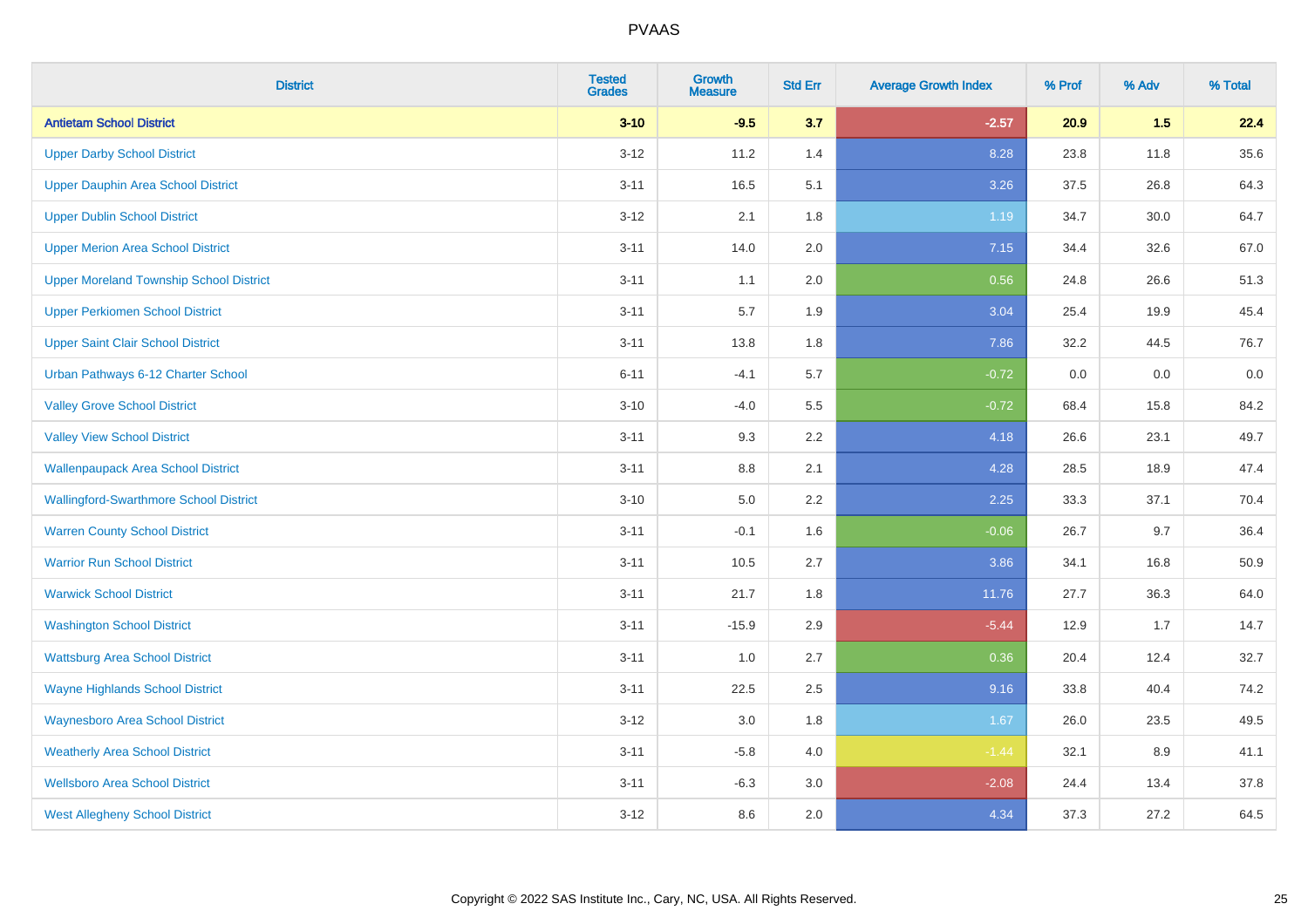# PVAAS

| District | Tested Grades | Growth Measure | Std Err | Average Growth Index | % Prof | % Adv | % Total |
|---|---|---|---|---|---|---|---|
| **Antietam School District** | **3-10** | **-9.5** | **3.7** | **-2.57** | **20.9** | **1.5** | **22.4** |
| Upper Darby School District | 3-12 | 11.2 | 1.4 | 8.28 | 23.8 | 11.8 | 35.6 |
| Upper Dauphin Area School District | 3-11 | 16.5 | 5.1 | 3.26 | 37.5 | 26.8 | 64.3 |
| Upper Dublin School District | 3-12 | 2.1 | 1.8 | 1.19 | 34.7 | 30.0 | 64.7 |
| Upper Merion Area School District | 3-11 | 14.0 | 2.0 | 7.15 | 34.4 | 32.6 | 67.0 |
| Upper Moreland Township School District | 3-11 | 1.1 | 2.0 | 0.56 | 24.8 | 26.6 | 51.3 |
| Upper Perkiomen School District | 3-11 | 5.7 | 1.9 | 3.04 | 25.4 | 19.9 | 45.4 |
| Upper Saint Clair School District | 3-11 | 13.8 | 1.8 | 7.86 | 32.2 | 44.5 | 76.7 |
| Urban Pathways 6-12 Charter School | 6-11 | -4.1 | 5.7 | -0.72 | 0.0 | 0.0 | 0.0 |
| Valley Grove School District | 3-10 | -4.0 | 5.5 | -0.72 | 68.4 | 15.8 | 84.2 |
| Valley View School District | 3-11 | 9.3 | 2.2 | 4.18 | 26.6 | 23.1 | 49.7 |
| Wallenpaupack Area School District | 3-11 | 8.8 | 2.1 | 4.28 | 28.5 | 18.9 | 47.4 |
| Wallingford-Swarthmore School District | 3-10 | 5.0 | 2.2 | 2.25 | 33.3 | 37.1 | 70.4 |
| Warren County School District | 3-11 | -0.1 | 1.6 | -0.06 | 26.7 | 9.7 | 36.4 |
| Warrior Run School District | 3-11 | 10.5 | 2.7 | 3.86 | 34.1 | 16.8 | 50.9 |
| Warwick School District | 3-11 | 21.7 | 1.8 | 11.76 | 27.7 | 36.3 | 64.0 |
| Washington School District | 3-11 | -15.9 | 2.9 | -5.44 | 12.9 | 1.7 | 14.7 |
| Wattsburg Area School District | 3-11 | 1.0 | 2.7 | 0.36 | 20.4 | 12.4 | 32.7 |
| Wayne Highlands School District | 3-11 | 22.5 | 2.5 | 9.16 | 33.8 | 40.4 | 74.2 |
| Waynesboro Area School District | 3-12 | 3.0 | 1.8 | 1.67 | 26.0 | 23.5 | 49.5 |
| Weatherly Area School District | 3-11 | -5.8 | 4.0 | -1.44 | 32.1 | 8.9 | 41.1 |
| Wellsboro Area School District | 3-11 | -6.3 | 3.0 | -2.08 | 24.4 | 13.4 | 37.8 |
| West Allegheny School District | 3-12 | 8.6 | 2.0 | 4.34 | 37.3 | 27.2 | 64.5 |

Copyright © 2022 SAS Institute Inc., Cary, NC, USA. All Rights Reserved.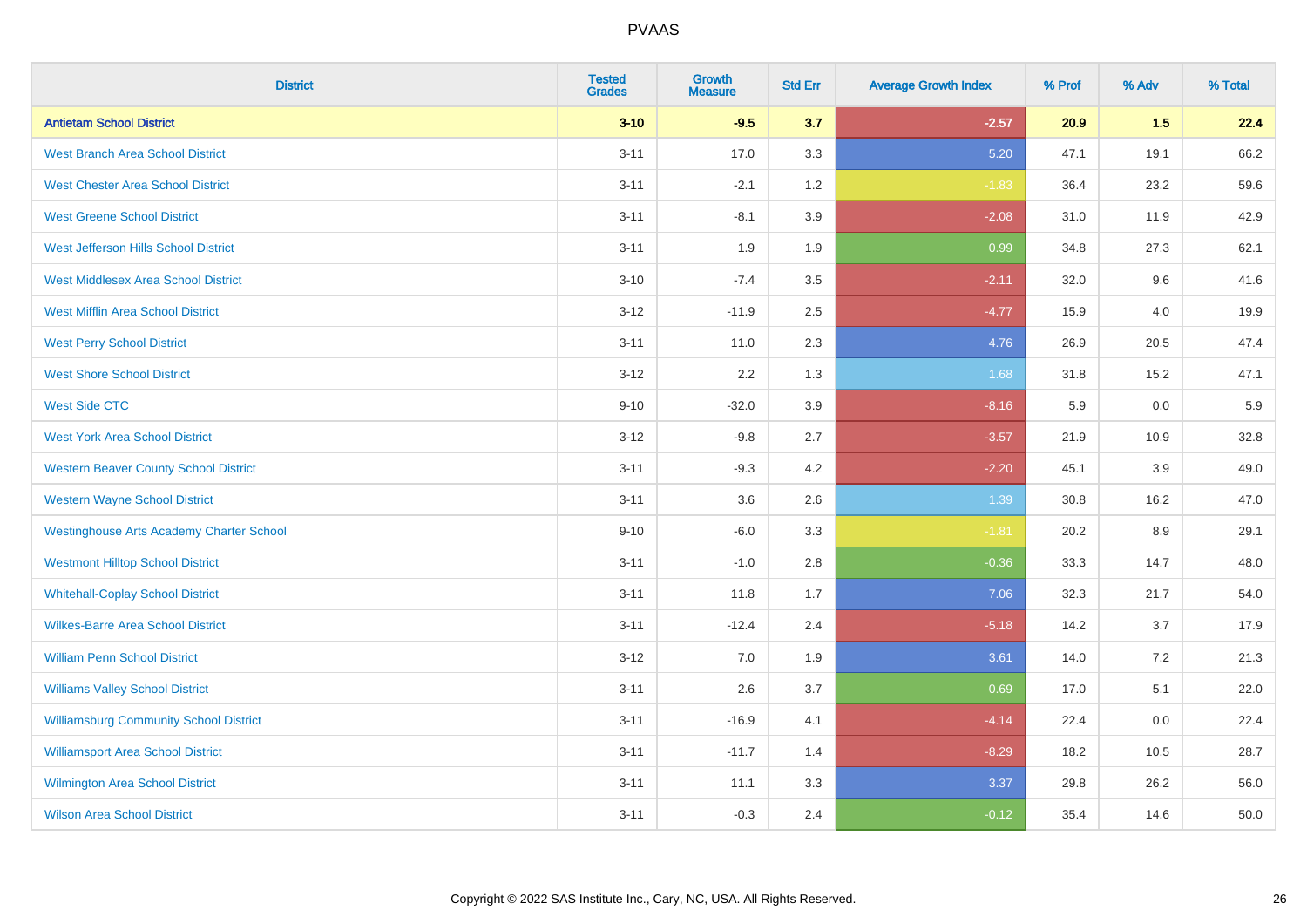# PVAAS

| District | Tested Grades | Growth Measure | Std Err | Average Growth Index | % Prof | % Adv | % Total |
|---|---|---|---|---|---|---|---|
| **Antietam School District** | **3-10** | **-9.5** | **3.7** | **-2.57** | **20.9** | **1.5** | **22.4** |
| West Branch Area School District | 3-11 | 17.0 | 3.3 | 5.20 | 47.1 | 19.1 | 66.2 |
| West Chester Area School District | 3-11 | -2.1 | 1.2 | -1.83 | 36.4 | 23.2 | 59.6 |
| West Greene School District | 3-11 | -8.1 | 3.9 | -2.08 | 31.0 | 11.9 | 42.9 |
| West Jefferson Hills School District | 3-11 | 1.9 | 1.9 | 0.99 | 34.8 | 27.3 | 62.1 |
| West Middlesex Area School District | 3-10 | -7.4 | 3.5 | -2.11 | 32.0 | 9.6 | 41.6 |
| West Mifflin Area School District | 3-12 | -11.9 | 2.5 | -4.77 | 15.9 | 4.0 | 19.9 |
| West Perry School District | 3-11 | 11.0 | 2.3 | 4.76 | 26.9 | 20.5 | 47.4 |
| West Shore School District | 3-12 | 2.2 | 1.3 | 1.68 | 31.8 | 15.2 | 47.1 |
| West Side CTC | 9-10 | -32.0 | 3.9 | -8.16 | 5.9 | 0.0 | 5.9 |
| West York Area School District | 3-12 | -9.8 | 2.7 | -3.57 | 21.9 | 10.9 | 32.8 |
| Western Beaver County School District | 3-11 | -9.3 | 4.2 | -2.20 | 45.1 | 3.9 | 49.0 |
| Western Wayne School District | 3-11 | 3.6 | 2.6 | 1.39 | 30.8 | 16.2 | 47.0 |
| Westinghouse Arts Academy Charter School | 9-10 | -6.0 | 3.3 | -1.81 | 20.2 | 8.9 | 29.1 |
| Westmont Hilltop School District | 3-11 | -1.0 | 2.8 | -0.36 | 33.3 | 14.7 | 48.0 |
| Whitehall-Coplay School District | 3-11 | 11.8 | 1.7 | 7.06 | 32.3 | 21.7 | 54.0 |
| Wilkes-Barre Area School District | 3-11 | -12.4 | 2.4 | -5.18 | 14.2 | 3.7 | 17.9 |
| William Penn School District | 3-12 | 7.0 | 1.9 | 3.61 | 14.0 | 7.2 | 21.3 |
| Williams Valley School District | 3-11 | 2.6 | 3.7 | 0.69 | 17.0 | 5.1 | 22.0 |
| Williamsburg Community School District | 3-11 | -16.9 | 4.1 | -4.14 | 22.4 | 0.0 | 22.4 |
| Williamsport Area School District | 3-11 | -11.7 | 1.4 | -8.29 | 18.2 | 10.5 | 28.7 |
| Wilmington Area School District | 3-11 | 11.1 | 3.3 | 3.37 | 29.8 | 26.2 | 56.0 |
| Wilson Area School District | 3-11 | -0.3 | 2.4 | -0.12 | 35.4 | 14.6 | 50.0 |

Copyright © 2022 SAS Institute Inc., Cary, NC, USA. All Rights Reserved.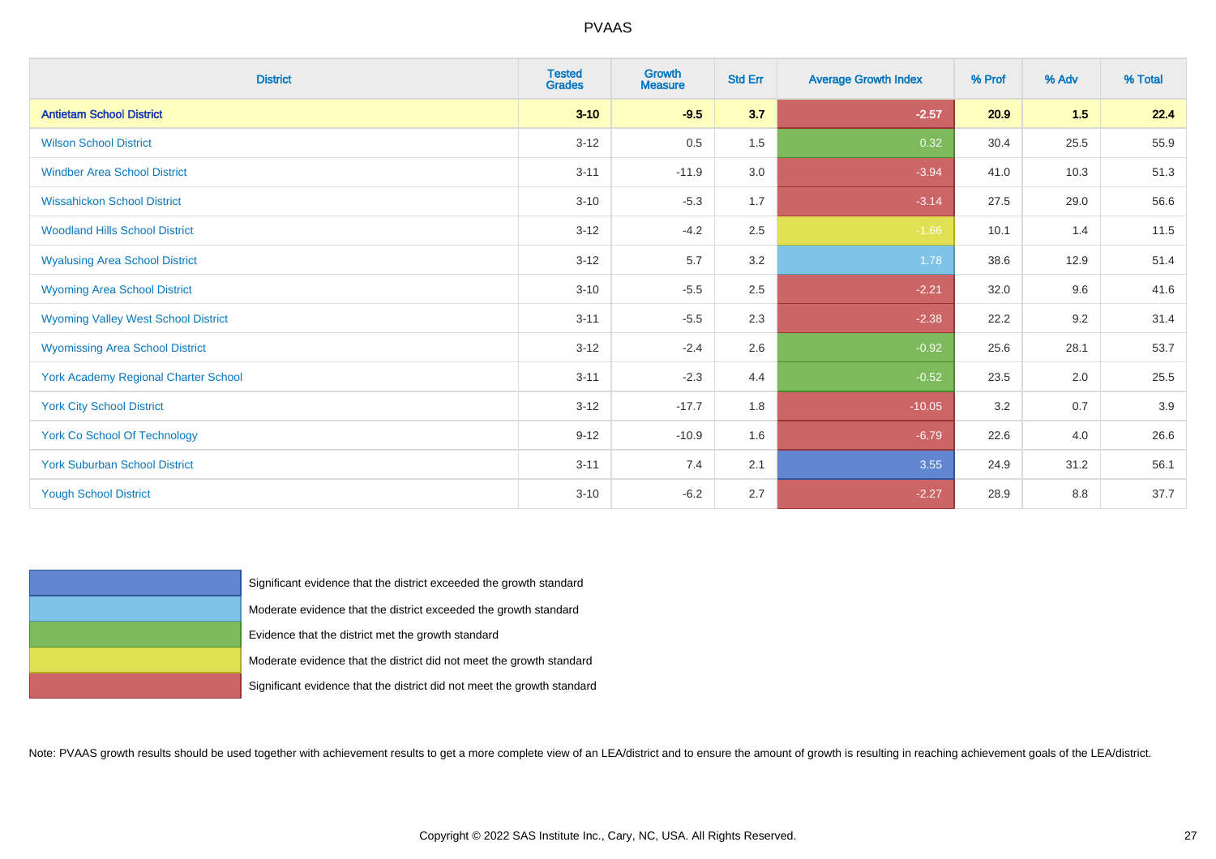PVAAS

| District | Tested Grades | Growth Measure | Std Err | Average Growth Index | % Prof | % Adv | % Total |
|---|---|---|---|---|---|---|---|
| **Antietam School District** | **3-10** | **-9.5** | **3.7** | **-2.57** | **20.9** | **1.5** | **22.4** |
| Wilson School District | 3-12 | 0.5 | 1.5 | 0.32 | 30.4 | 25.5 | 55.9 |
| Windber Area School District | 3-11 | -11.9 | 3.0 | -3.94 | 41.0 | 10.3 | 51.3 |
| Wissahickon School District | 3-10 | -5.3 | 1.7 | -3.14 | 27.5 | 29.0 | 56.6 |
| Woodland Hills School District | 3-12 | -4.2 | 2.5 | -1.66 | 10.1 | 1.4 | 11.5 |
| Wyalusing Area School District | 3-12 | 5.7 | 3.2 | 1.78 | 38.6 | 12.9 | 51.4 |
| Wyoming Area School District | 3-10 | -5.5 | 2.5 | -2.21 | 32.0 | 9.6 | 41.6 |
| Wyoming Valley West School District | 3-11 | -5.5 | 2.3 | -2.38 | 22.2 | 9.2 | 31.4 |
| Wyomissing Area School District | 3-12 | -2.4 | 2.6 | -0.92 | 25.6 | 28.1 | 53.7 |
| York Academy Regional Charter School | 3-11 | -2.3 | 4.4 | -0.52 | 23.5 | 2.0 | 25.5 |
| York City School District | 3-12 | -17.7 | 1.8 | -10.05 | 3.2 | 0.7 | 3.9 |
| York Co School Of Technology | 9-12 | -10.9 | 1.6 | -6.79 | 22.6 | 4.0 | 26.6 |
| York Suburban School District | 3-11 | 7.4 | 2.1 | 3.55 | 24.9 | 31.2 | 56.1 |
| Yough School District | 3-10 | -6.2 | 2.7 | -2.27 | 28.9 | 8.8 | 37.7 |

- Significant evidence that the district exceeded the growth standard
- Moderate evidence that the district exceeded the growth standard
- Evidence that the district met the growth standard
- Moderate evidence that the district did not meet the growth standard
- Significant evidence that the district did not meet the growth standard

Note: PVAAS growth results should be used together with achievement results to get a more complete view of an LEA/district and to ensure the amount of growth is resulting in reaching achievement goals of the LEA/district.

Copyright © 2022 SAS Institute Inc., Cary, NC, USA. All Rights Reserved.